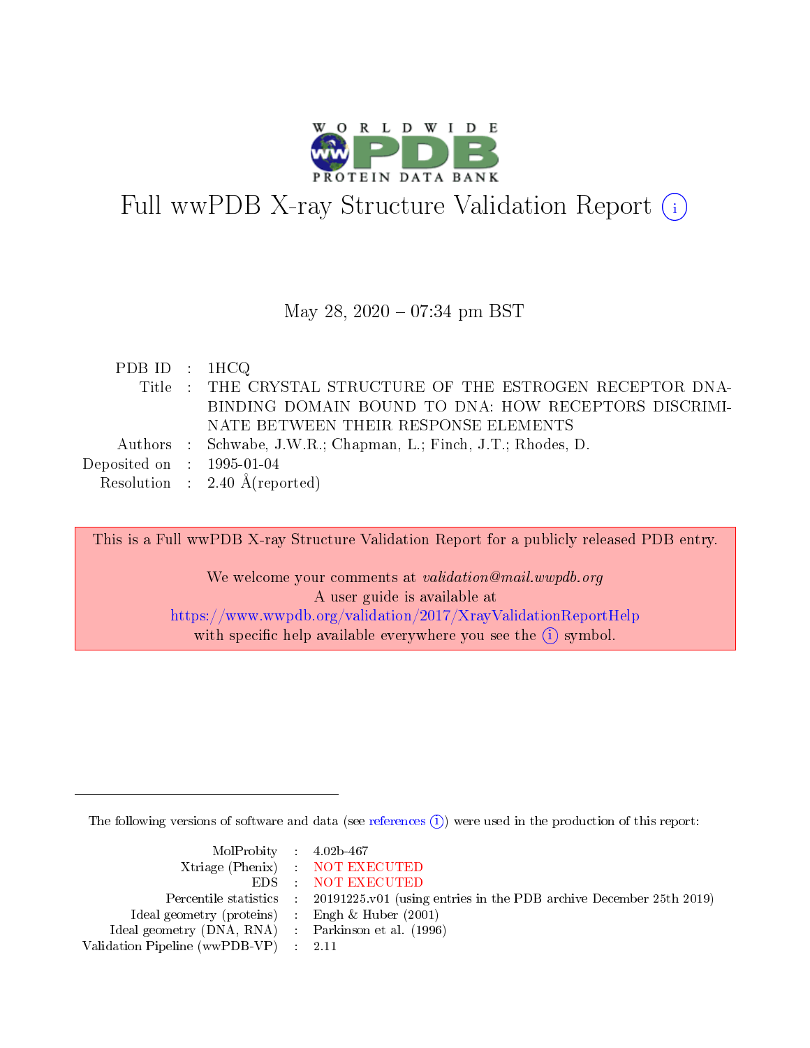# Full wwPDB X-ray Structure Validation Report ⓘ

May 28, 2020 – 07:34 pm BST

| | | |
|---|---|---|
| PDB ID | : | 1HCQ |
| Title | : | THE CRYSTAL STRUCTURE OF THE ESTROGEN RECEPTOR DNA-BINDING DOMAIN BOUND TO DNA: HOW RECEPTORS DISCRIMINATE BETWEEN THEIR RESPONSE ELEMENTS |
| Authors | : | Schwabe, J.W.R.; Chapman, L.; Finch, J.T.; Rhodes, D. |
| Deposited on | : | 1995-01-04 |
| Resolution | : | 2.40 Å(reported) |

This is a Full wwPDB X-ray Structure Validation Report for a publicly released PDB entry.

We welcome your comments at *validation@mail.wwpdb.org*
A user guide is available at
https://www.wwpdb.org/validation/2017/XrayValidationReportHelp
with specific help available everywhere you see the ⓘ symbol.

The following versions of software and data (see references ⓘ) were used in the production of this report:

| | | |
|---|---|---|
| MolProbity | : | 4.02b-467 |
| Xtriage (Phenix) | : | NOT EXECUTED |
| EDS | : | NOT EXECUTED |
| Percentile statistics | : | 20191225.v01 (using entries in the PDB archive December 25th 2019) |
| Ideal geometry (proteins) | : | Engh & Huber (2001) |
| Ideal geometry (DNA, RNA) | : | Parkinson et al. (1996) |
| Validation Pipeline (wwPDB-VP) | : | 2.11 |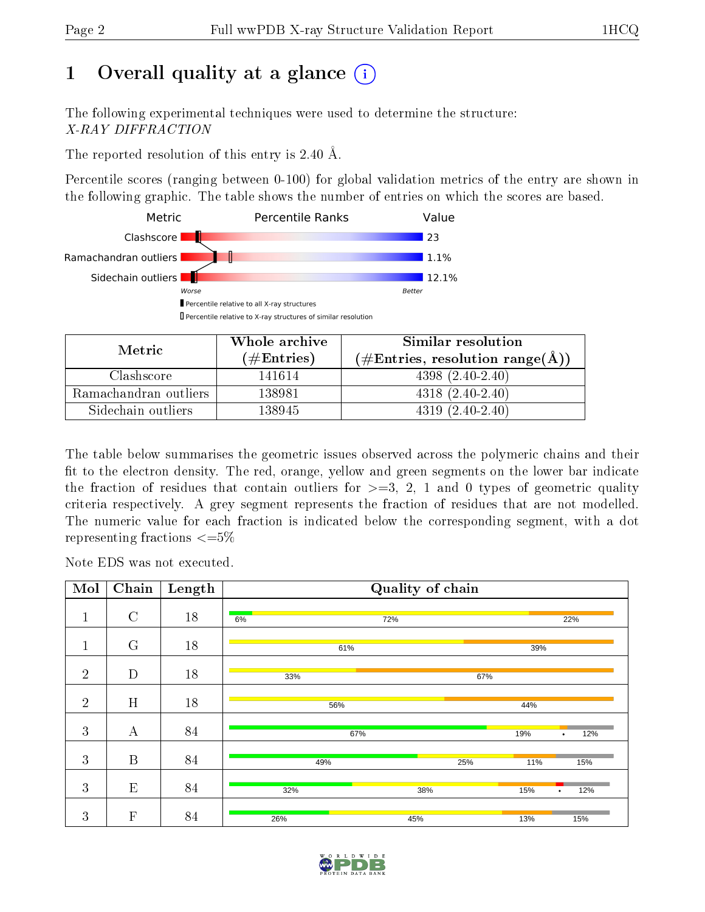# 1 Overall quality at a glance

The following experimental techniques were used to determine the structure:
*X-RAY DIFFRACTION*

The reported resolution of this entry is 2.40 Å.

Percentile scores (ranging between 0-100) for global validation metrics of the entry are shown in the following graphic. The table shows the number of entries on which the scores are based.

| Metric | Value |
|---|---|
| Clashscore | 23 |
| Ramachandran outliers | 1.1% |
| Sidechain outliers | 12.1% |

| Metric | Whole archive (#Entries) | Similar resolution (#Entries, resolution range(Å)) |
|---|---|---|
| Clashscore | 141614 | 4398 (2.40-2.40) |
| Ramachandran outliers | 138981 | 4318 (2.40-2.40) |
| Sidechain outliers | 138945 | 4319 (2.40-2.40) |

The table below summarises the geometric issues observed across the polymeric chains and their fit to the electron density. The red, orange, yellow and green segments on the lower bar indicate the fraction of residues that contain outliers for >=3, 2, 1 and 0 types of geometric quality criteria respectively. A grey segment represents the fraction of residues that are not modelled. The numeric value for each fraction is indicated below the corresponding segment, with a dot representing fractions <=5%

Note EDS was not executed.

| Mol | Chain | Length | Quality of chain |
|---|---|---|---|
| 1 | C | 18 | 6%, 72%, 22% |
| 1 | G | 18 | 61%, 39% |
| 2 | D | 18 | 33%, 67% |
| 2 | H | 18 | 56%, 44% |
| 3 | A | 84 | 67%, 19%, •, 12% |
| 3 | B | 84 | 49%, 25%, 11%, 15% |
| 3 | E | 84 | 32%, 38%, 15%, •, 12% |
| 3 | F | 84 | 26%, 45%, 13%, 15% |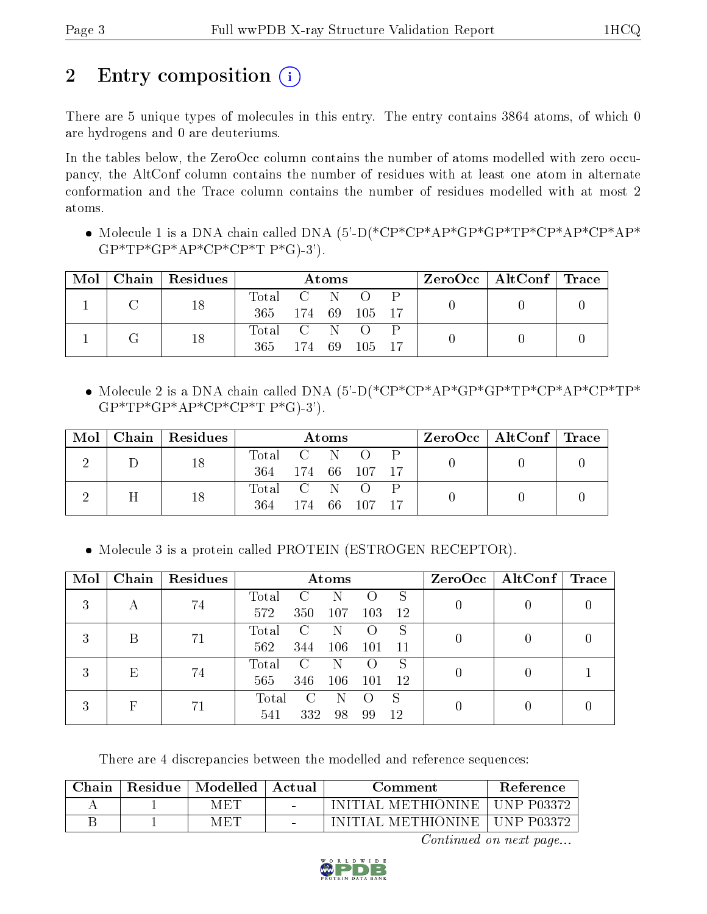# 2 Entry composition (i)

There are 5 unique types of molecules in this entry. The entry contains 3864 atoms, of which 0 are hydrogens and 0 are deuteriums.

In the tables below, the ZeroOcc column contains the number of atoms modelled with zero occupancy, the AltConf column contains the number of residues with at least one atom in alternate conformation and the Trace column contains the number of residues modelled with at most 2 atoms.

- Molecule 1 is a DNA chain called DNA (5'-D(*CP*CP*AP*GP*GP*TP*CP*AP*CP*AP*GP*TP*GP*AP*CP*CP*T P*G)-3').

| Mol | Chain | Residues | Atoms | | | | | ZeroOcc | AltConf | Trace |
|---|---|---|---|---|---|---|---|---|---|---|
| 1 | C | 18 | Total<br>365 | C<br>174 | N<br>69 | O<br>105 | P<br>17 | 0 | 0 | 0 |
| 1 | G | 18 | Total<br>365 | C<br>174 | N<br>69 | O<br>105 | P<br>17 | 0 | 0 | 0 |

- Molecule 2 is a DNA chain called DNA (5'-D(*CP*CP*AP*GP*GP*TP*CP*AP*CP*TP*GP*TP*GP*AP*CP*CP*T P*G)-3').

| Mol | Chain | Residues | Atoms | | | | | ZeroOcc | AltConf | Trace |
|---|---|---|---|---|---|---|---|---|---|---|
| 2 | D | 18 | Total<br>364 | C<br>174 | N<br>66 | O<br>107 | P<br>17 | 0 | 0 | 0 |
| 2 | H | 18 | Total<br>364 | C<br>174 | N<br>66 | O<br>107 | P<br>17 | 0 | 0 | 0 |

- Molecule 3 is a protein called PROTEIN (ESTROGEN RECEPTOR).

| Mol | Chain | Residues | Atoms | | | | | ZeroOcc | AltConf | Trace |
|---|---|---|---|---|---|---|---|---|---|---|
| 3 | A | 74 | Total<br>572 | C<br>350 | N<br>107 | O<br>103 | S<br>12 | 0 | 0 | 0 |
| 3 | B | 71 | Total<br>562 | C<br>344 | N<br>106 | O<br>101 | S<br>11 | 0 | 0 | 0 |
| 3 | E | 74 | Total<br>565 | C<br>346 | N<br>106 | O<br>101 | S<br>12 | 0 | 0 | 1 |
| 3 | F | 71 | Total<br>541 | C<br>332 | N<br>98 | O<br>99 | S<br>12 | 0 | 0 | 0 |

There are 4 discrepancies between the modelled and reference sequences:

| Chain | Residue | Modelled | Actual | Comment | Reference |
|---|---|---|---|---|---|
| A | 1 | MET | - | INITIAL METHIONINE | UNP P03372 |
| B | 1 | MET | - | INITIAL METHIONINE | UNP P03372 |

*Continued on next page...*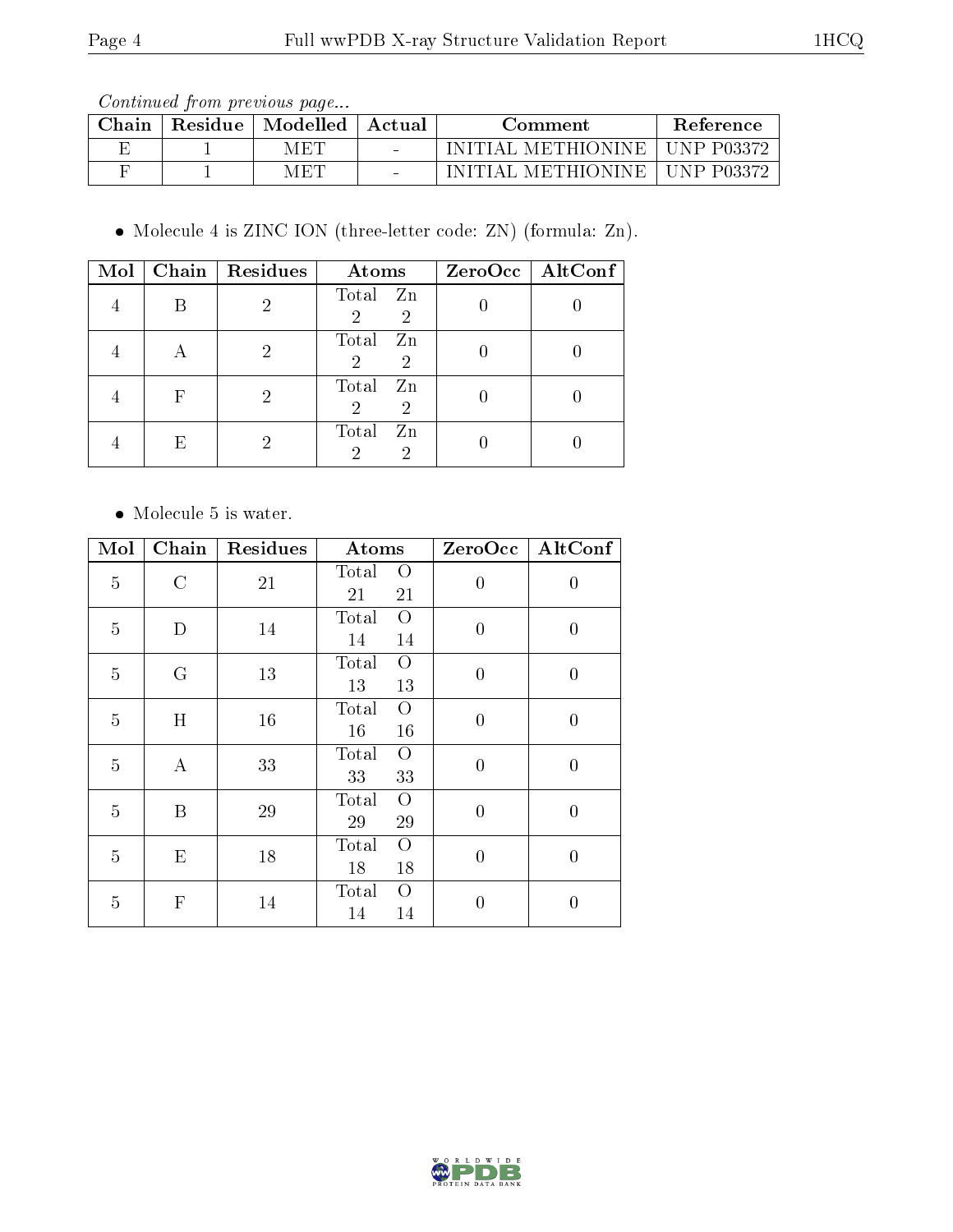*Continued from previous page...*

| Chain | Residue | Modelled | Actual | Comment | Reference |
|---|---|---|---|---|---|
| E | 1 | MET | - | INITIAL METHIONINE | UNP P03372 |
| F | 1 | MET | - | INITIAL METHIONINE | UNP P03372 |

- Molecule 4 is ZINC ION (three-letter code: ZN) (formula: Zn).

| Mol | Chain | Residues | Atoms | ZeroOcc | AltConf |
|---|---|---|---|---|---|
| 4 | B | 2 | Total Zn<br>2 2 | 0 | 0 |
| 4 | A | 2 | Total Zn<br>2 2 | 0 | 0 |
| 4 | F | 2 | Total Zn<br>2 2 | 0 | 0 |
| 4 | E | 2 | Total Zn<br>2 2 | 0 | 0 |

- Molecule 5 is water.

| Mol | Chain | Residues | Atoms | ZeroOcc | AltConf |
|---|---|---|---|---|---|
| 5 | C | 21 | Total O<br>21 21 | 0 | 0 |
| 5 | D | 14 | Total O<br>14 14 | 0 | 0 |
| 5 | G | 13 | Total O<br>13 13 | 0 | 0 |
| 5 | H | 16 | Total O<br>16 16 | 0 | 0 |
| 5 | A | 33 | Total O<br>33 33 | 0 | 0 |
| 5 | B | 29 | Total O<br>29 29 | 0 | 0 |
| 5 | E | 18 | Total O<br>18 18 | 0 | 0 |
| 5 | F | 14 | Total O<br>14 14 | 0 | 0 |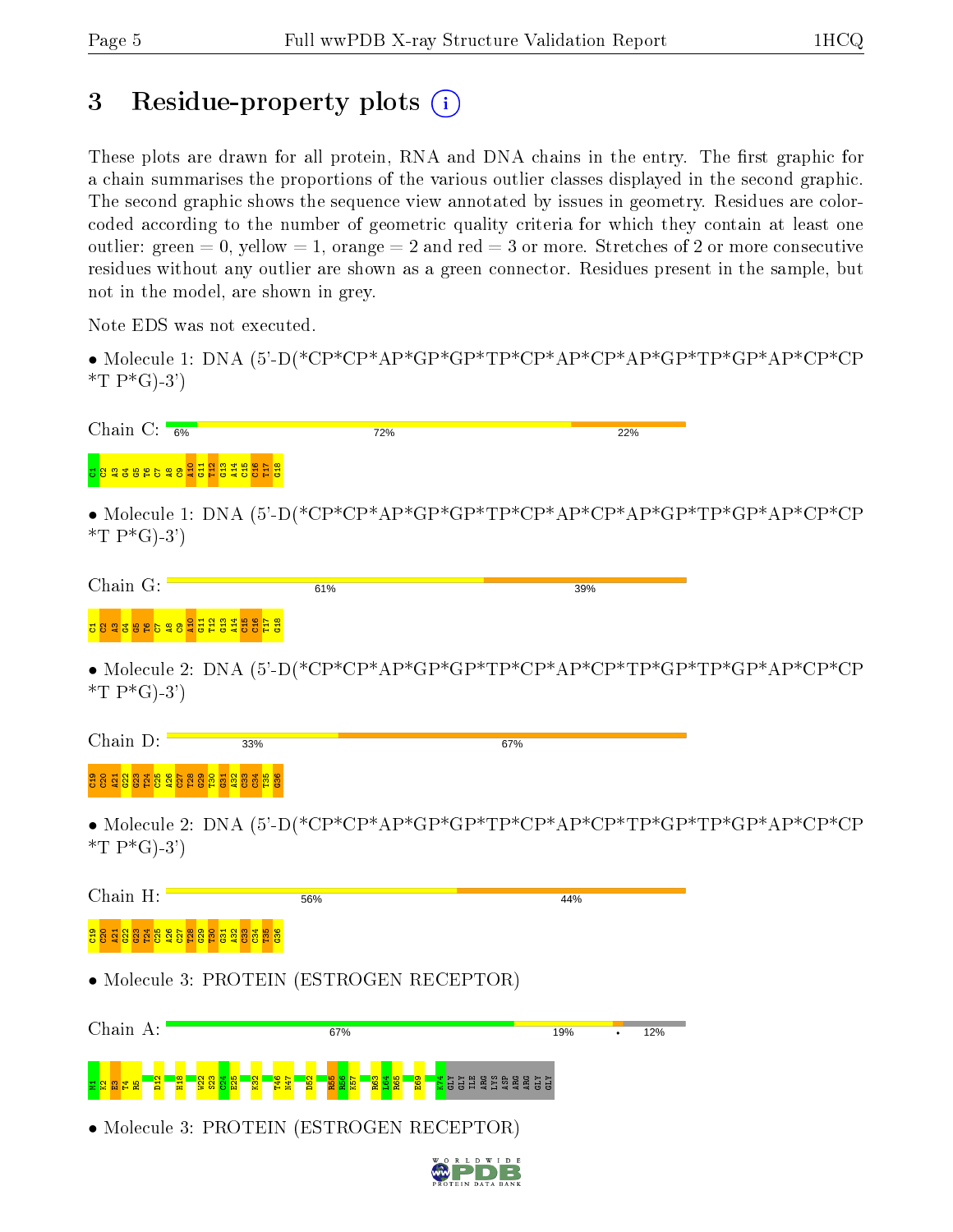# 3 Residue-property plots

These plots are drawn for all protein, RNA and DNA chains in the entry. The first graphic for a chain summarises the proportions of the various outlier classes displayed in the second graphic. The second graphic shows the sequence view annotated by issues in geometry. Residues are color-coded according to the number of geometric quality criteria for which they contain at least one outlier: green = 0, yellow = 1, orange = 2 and red = 3 or more. Stretches of 2 or more consecutive residues without any outlier are shown as a green connector. Residues present in the sample, but not in the model, are shown in grey.

Note EDS was not executed.

- Molecule 1: DNA (5'-D(*CP*CP*AP*GP*GP*TP*CP*AP*CP*AP*GP*TP*GP*AP*CP*CP *T P*G)-3')

Chain C: 6% | 72% | 22%

C1 C2 A3 G4 G5 T6 C7 A8 C9 A10 G11 T12 G13 A14 C15 C16 T17 G18

- Molecule 1: DNA (5'-D(*CP*CP*AP*GP*GP*TP*CP*AP*CP*AP*GP*TP*GP*AP*CP*CP *T P*G)-3')

Chain G: 61% | 39%

C1 C2 A3 G4 G5 T6 C7 A8 C9 A10 G11 T12 G13 A14 C15 C16 T17 G18

- Molecule 2: DNA (5'-D(*CP*CP*AP*GP*GP*TP*CP*AP*CP*TP*GP*TP*GP*AP*CP*CP *T P*G)-3')

Chain D: 33% | 67%

C19 C20 A21 G22 G23 T24 C25 A26 C27 T28 G29 T30 G31 A32 C33 C34 T35 G36

- Molecule 2: DNA (5'-D(*CP*CP*AP*GP*GP*TP*CP*AP*CP*TP*GP*TP*GP*AP*CP*CP *T P*G)-3')

Chain H: 56% | 44%

C19 C20 A21 G22 G23 T24 C25 A26 C27 T28 G29 T30 G31 A32 C33 C34 T35 G36

- Molecule 3: PROTEIN (ESTROGEN RECEPTOR)

Chain A: 67% | 19% | • | 12%

H1 K2 E3 T4 R5 D12 H18 W22 S23 C24 E25 K32 T46 M47 D52 R55 R56 K57 R63 L64 R65 E69 K74 GLY GLY ILE ARG LYS ASP ARG ARG GLY GLY

- Molecule 3: PROTEIN (ESTROGEN RECEPTOR)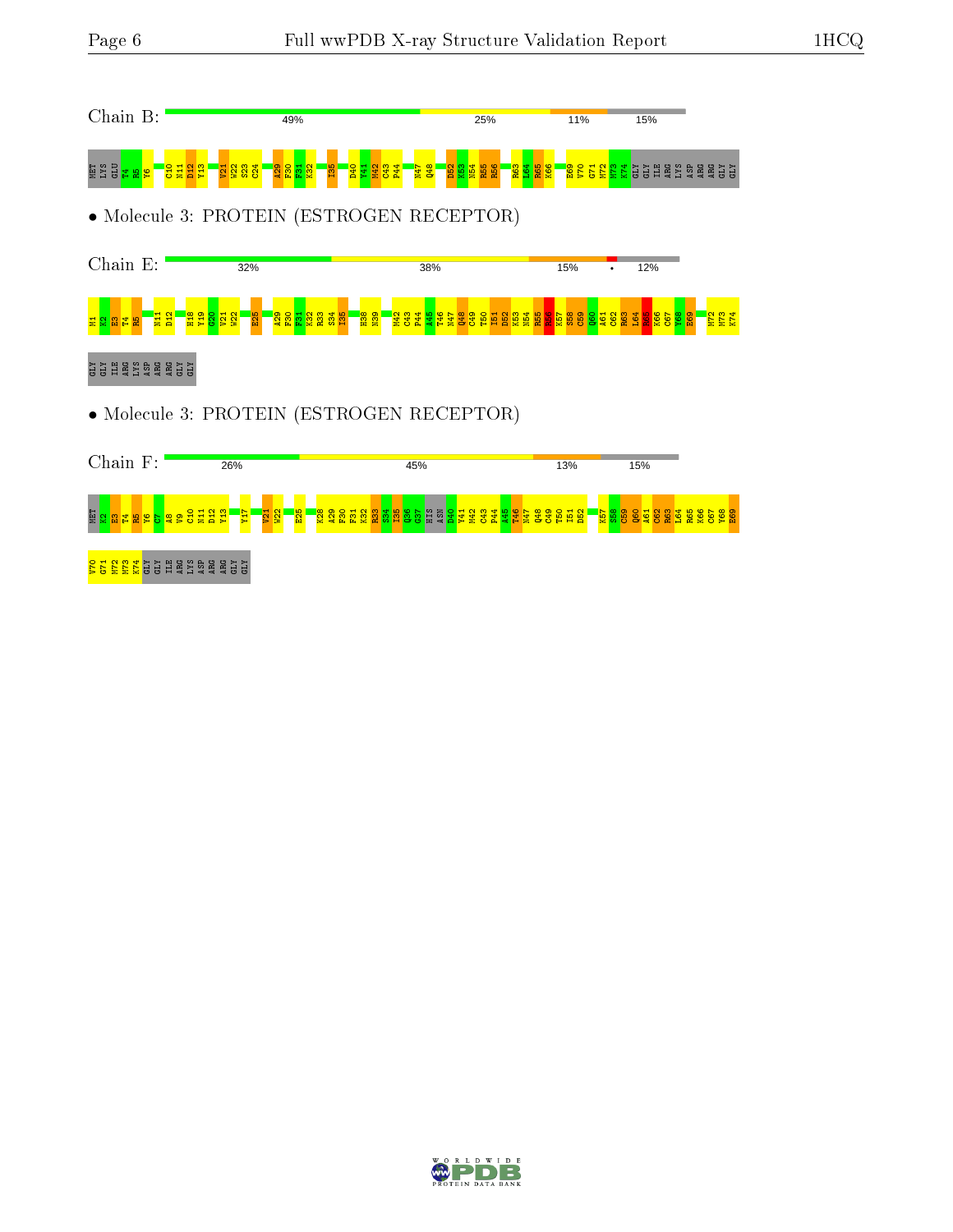Chain B: 49% | 25% | 11% | 15%

MET LYS GLU T4 R5 Y6 C10 N11 D12 Y13 V21 W22 S23 C24 A29 F30 F31 K32 I35 D40 Y41 M42 C43 P44 N47 Q48 D52 K53 N54 R55 R56 R63 L64 R65 K66 E69 V70 G71 M72 M73 K74 GLY GLY ILE ARG LYS ASP ARG ARG GLY GLY

• Molecule 3: PROTEIN (ESTROGEN RECEPTOR)

Chain E: 32% | 38% | 15% | • | 12%

M1 K2 E3 T4 R5 N11 D12 H18 Y19 G20 V21 W22 E25 A29 F30 F31 K32 R33 S34 I35 H38 N39 M42 C43 P44 A45 T46 N47 Q48 C49 T50 I51 D52 K53 N54 R55 R56 K57 S58 C59 Q60 A61 C62 R63 L64 R65 K66 C67 Y68 E69 M72 M73 K74 GLY GLY ILE ARG LYS ASP ARG ARG GLY GLY

• Molecule 3: PROTEIN (ESTROGEN RECEPTOR)

Chain F: 26% | 45% | 13% | 15%

MET K2 E3 T4 R5 Y6 C7 A8 V9 C10 N11 D12 Y13 Y17 V21 W22 E25 K28 A29 F30 F31 K32 R33 S34 I35 Q36 G37 HIS ASN D40 Y41 M42 C43 P44 A45 T46 N47 Q48 C49 T50 I51 D52 K57 S58 C59 Q60 A61 C62 R63 L64 R65 K66 C67 Y68 E69 V70 G71 M72 M73 K74 GLY GLY ILE ARG LYS ASP ARG ARG GLY GLY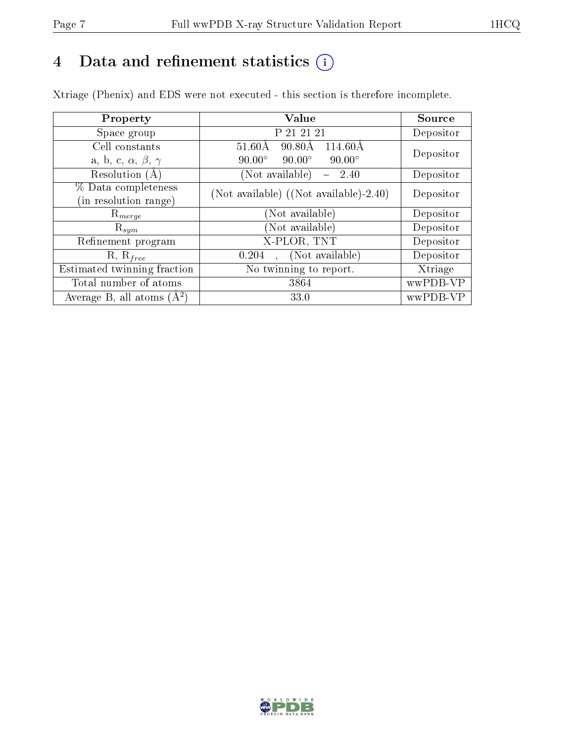# 4 Data and refinement statistics

Xtriage (Phenix) and EDS were not executed - this section is therefore incomplete.

| Property | Value | Source |
|---|---|---|
| Space group | P 21 21 21 | Depositor |
| Cell constants<br>a, b, c, $\alpha$, $\beta$, $\gamma$ | 51.60Å 90.80Å 114.60Å<br>90.00° 90.00° 90.00° | Depositor |
| Resolution (Å) | (Not available) – 2.40 | Depositor |
| % Data completeness<br>(in resolution range) | (Not available) ((Not available)-2.40) | Depositor |
| $R_{merge}$ | (Not available) | Depositor |
| $R_{sym}$ | (Not available) | Depositor |
| Refinement program | X-PLOR, TNT | Depositor |
| R, $R_{free}$ | 0.204 , (Not available) | Depositor |
| Estimated twinning fraction | No twinning to report. | Xtriage |
| Total number of atoms | 3864 | wwPDB-VP |
| Average B, all atoms ($Å^2$) | 33.0 | wwPDB-VP |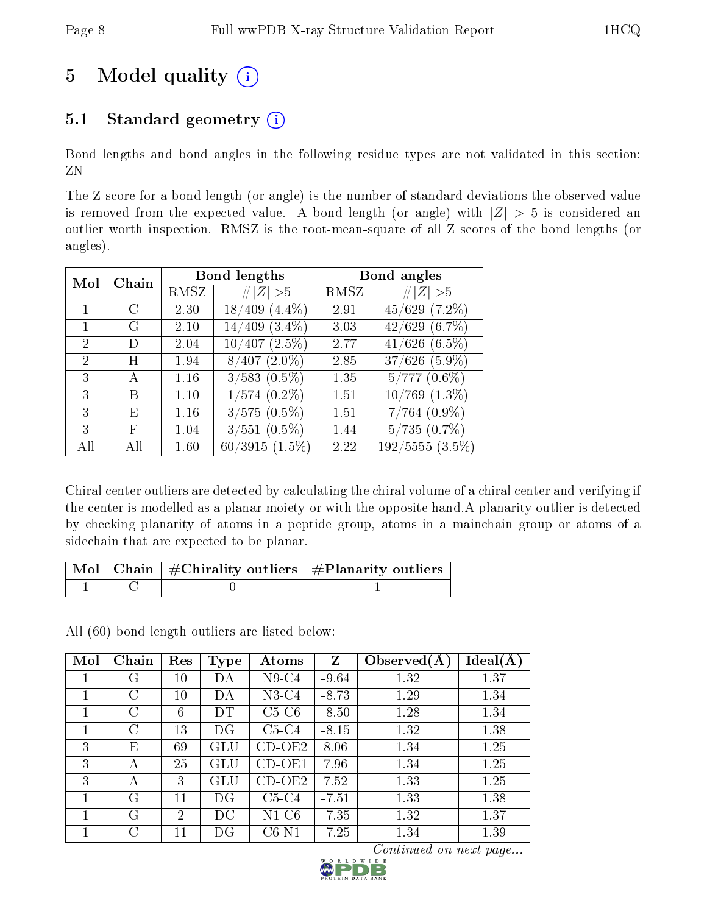# 5 Model quality

## 5.1 Standard geometry

Bond lengths and bond angles in the following residue types are not validated in this section: ZN

The Z score for a bond length (or angle) is the number of standard deviations the observed value is removed from the expected value. A bond length (or angle) with $|Z| > 5$ is considered an outlier worth inspection. RMSZ is the root-mean-square of all Z scores of the bond lengths (or angles).

| Mol | Chain | Bond lengths | | Bond angles | |
|---|---|---|---|---|---|
| | | RMSZ | #\|Z\| >5 | RMSZ | #\|Z\| >5 |
| 1 | C | 2.30 | 18/409 (4.4%) | 2.91 | 45/629 (7.2%) |
| 1 | G | 2.10 | 14/409 (3.4%) | 3.03 | 42/629 (6.7%) |
| 2 | D | 2.04 | 10/407 (2.5%) | 2.77 | 41/626 (6.5%) |
| 2 | H | 1.94 | 8/407 (2.0%) | 2.85 | 37/626 (5.9%) |
| 3 | A | 1.16 | 3/583 (0.5%) | 1.35 | 5/777 (0.6%) |
| 3 | B | 1.10 | 1/574 (0.2%) | 1.51 | 10/769 (1.3%) |
| 3 | E | 1.16 | 3/575 (0.5%) | 1.51 | 7/764 (0.9%) |
| 3 | F | 1.04 | 3/551 (0.5%) | 1.44 | 5/735 (0.7%) |
| All | All | 1.60 | 60/3915 (1.5%) | 2.22 | 192/5555 (3.5%) |

Chiral center outliers are detected by calculating the chiral volume of a chiral center and verifying if the center is modelled as a planar moiety or with the opposite hand.A planarity outlier is detected by checking planarity of atoms in a peptide group, atoms in a mainchain group or atoms of a sidechain that are expected to be planar.

| Mol | Chain | #Chirality outliers | #Planarity outliers |
|---|---|---|---|
| 1 | C | 0 | 1 |

All (60) bond length outliers are listed below:

| Mol | Chain | Res | Type | Atoms | Z | Observed(Å) | Ideal(Å) |
|---|---|---|---|---|---|---|---|
| 1 | G | 10 | DA | N9-C4 | -9.64 | 1.32 | 1.37 |
| 1 | C | 10 | DA | N3-C4 | -8.73 | 1.29 | 1.34 |
| 1 | C | 6 | DT | C5-C6 | -8.50 | 1.28 | 1.34 |
| 1 | C | 13 | DG | C5-C4 | -8.15 | 1.32 | 1.38 |
| 3 | E | 69 | GLU | CD-OE2 | 8.06 | 1.34 | 1.25 |
| 3 | A | 25 | GLU | CD-OE1 | 7.96 | 1.34 | 1.25 |
| 3 | A | 3 | GLU | CD-OE2 | 7.52 | 1.33 | 1.25 |
| 1 | G | 11 | DG | C5-C4 | -7.51 | 1.33 | 1.38 |
| 1 | G | 2 | DC | N1-C6 | -7.35 | 1.32 | 1.37 |
| 1 | C | 11 | DG | C6-N1 | -7.25 | 1.34 | 1.39 |

*Continued on next page...*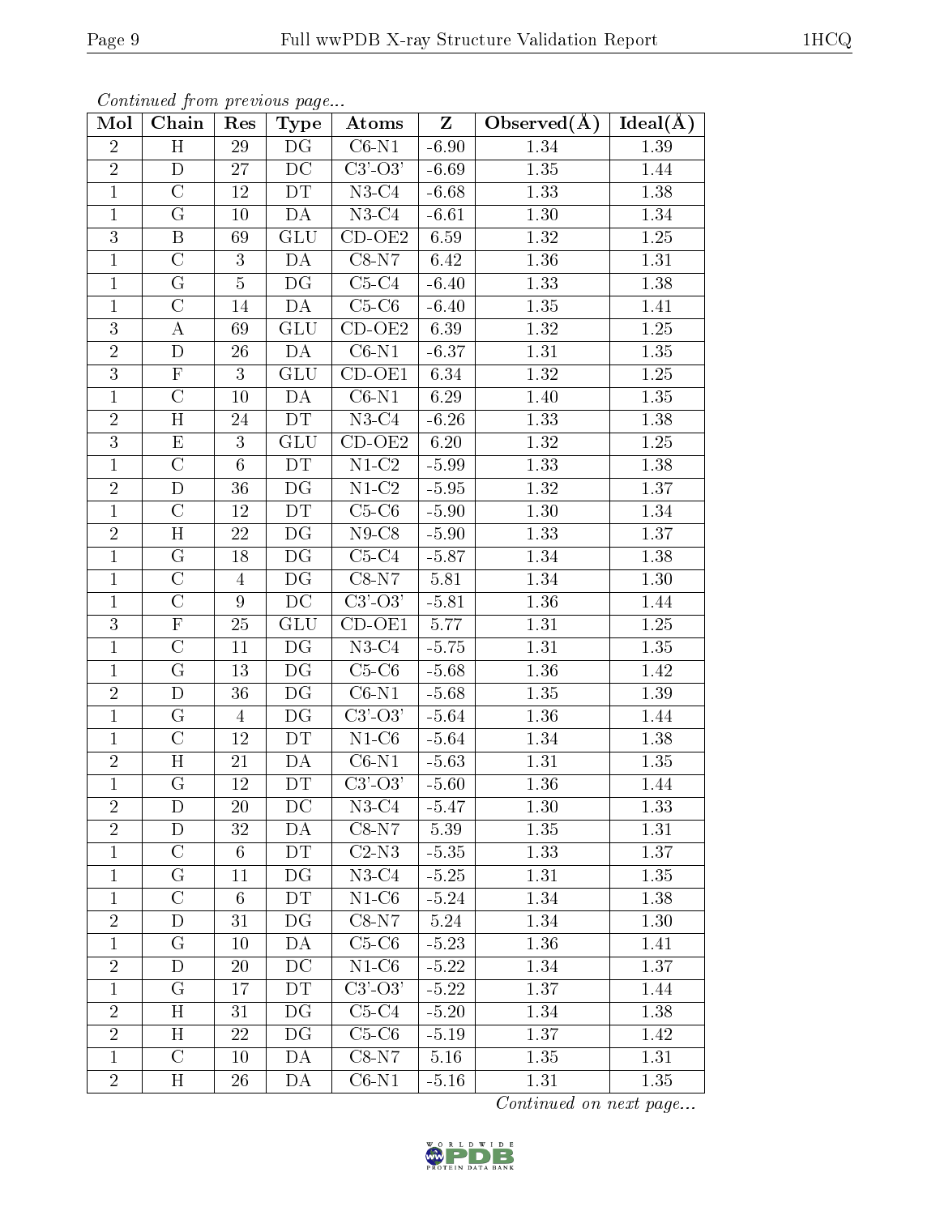*Continued from previous page...*

| Mol | Chain | Res | Type | Atoms | Z | Observed(Å) | Ideal(Å) |
|---|---|---|---|---|---|---|---|
| 2 | H | 29 | DG | C6-N1 | -6.90 | 1.34 | 1.39 |
| 2 | D | 27 | DC | C3'-O3' | -6.69 | 1.35 | 1.44 |
| 1 | C | 12 | DT | N3-C4 | -6.68 | 1.33 | 1.38 |
| 1 | G | 10 | DA | N3-C4 | -6.61 | 1.30 | 1.34 |
| 3 | B | 69 | GLU | CD-OE2 | 6.59 | 1.32 | 1.25 |
| 1 | C | 3 | DA | C8-N7 | 6.42 | 1.36 | 1.31 |
| 1 | G | 5 | DG | C5-C4 | -6.40 | 1.33 | 1.38 |
| 1 | C | 14 | DA | C5-C6 | -6.40 | 1.35 | 1.41 |
| 3 | A | 69 | GLU | CD-OE2 | 6.39 | 1.32 | 1.25 |
| 2 | D | 26 | DA | C6-N1 | -6.37 | 1.31 | 1.35 |
| 3 | F | 3 | GLU | CD-OE1 | 6.34 | 1.32 | 1.25 |
| 1 | C | 10 | DA | C6-N1 | 6.29 | 1.40 | 1.35 |
| 2 | H | 24 | DT | N3-C4 | -6.26 | 1.33 | 1.38 |
| 3 | E | 3 | GLU | CD-OE2 | 6.20 | 1.32 | 1.25 |
| 1 | C | 6 | DT | N1-C2 | -5.99 | 1.33 | 1.38 |
| 2 | D | 36 | DG | N1-C2 | -5.95 | 1.32 | 1.37 |
| 1 | C | 12 | DT | C5-C6 | -5.90 | 1.30 | 1.34 |
| 2 | H | 22 | DG | N9-C8 | -5.90 | 1.33 | 1.37 |
| 1 | G | 18 | DG | C5-C4 | -5.87 | 1.34 | 1.38 |
| 1 | C | 4 | DG | C8-N7 | 5.81 | 1.34 | 1.30 |
| 1 | C | 9 | DC | C3'-O3' | -5.81 | 1.36 | 1.44 |
| 3 | F | 25 | GLU | CD-OE1 | 5.77 | 1.31 | 1.25 |
| 1 | C | 11 | DG | N3-C4 | -5.75 | 1.31 | 1.35 |
| 1 | G | 13 | DG | C5-C6 | -5.68 | 1.36 | 1.42 |
| 2 | D | 36 | DG | C6-N1 | -5.68 | 1.35 | 1.39 |
| 1 | G | 4 | DG | C3'-O3' | -5.64 | 1.36 | 1.44 |
| 1 | C | 12 | DT | N1-C6 | -5.64 | 1.34 | 1.38 |
| 2 | H | 21 | DA | C6-N1 | -5.63 | 1.31 | 1.35 |
| 1 | G | 12 | DT | C3'-O3' | -5.60 | 1.36 | 1.44 |
| 2 | D | 20 | DC | N3-C4 | -5.47 | 1.30 | 1.33 |
| 2 | D | 32 | DA | C8-N7 | 5.39 | 1.35 | 1.31 |
| 1 | C | 6 | DT | C2-N3 | -5.35 | 1.33 | 1.37 |
| 1 | G | 11 | DG | N3-C4 | -5.25 | 1.31 | 1.35 |
| 1 | C | 6 | DT | N1-C6 | -5.24 | 1.34 | 1.38 |
| 2 | D | 31 | DG | C8-N7 | 5.24 | 1.34 | 1.30 |
| 1 | G | 10 | DA | C5-C6 | -5.23 | 1.36 | 1.41 |
| 2 | D | 20 | DC | N1-C6 | -5.22 | 1.34 | 1.37 |
| 1 | G | 17 | DT | C3'-O3' | -5.22 | 1.37 | 1.44 |
| 2 | H | 31 | DG | C5-C4 | -5.20 | 1.34 | 1.38 |
| 2 | H | 22 | DG | C5-C6 | -5.19 | 1.37 | 1.42 |
| 1 | C | 10 | DA | C8-N7 | 5.16 | 1.35 | 1.31 |
| 2 | H | 26 | DA | C6-N1 | -5.16 | 1.31 | 1.35 |

*Continued on next page...*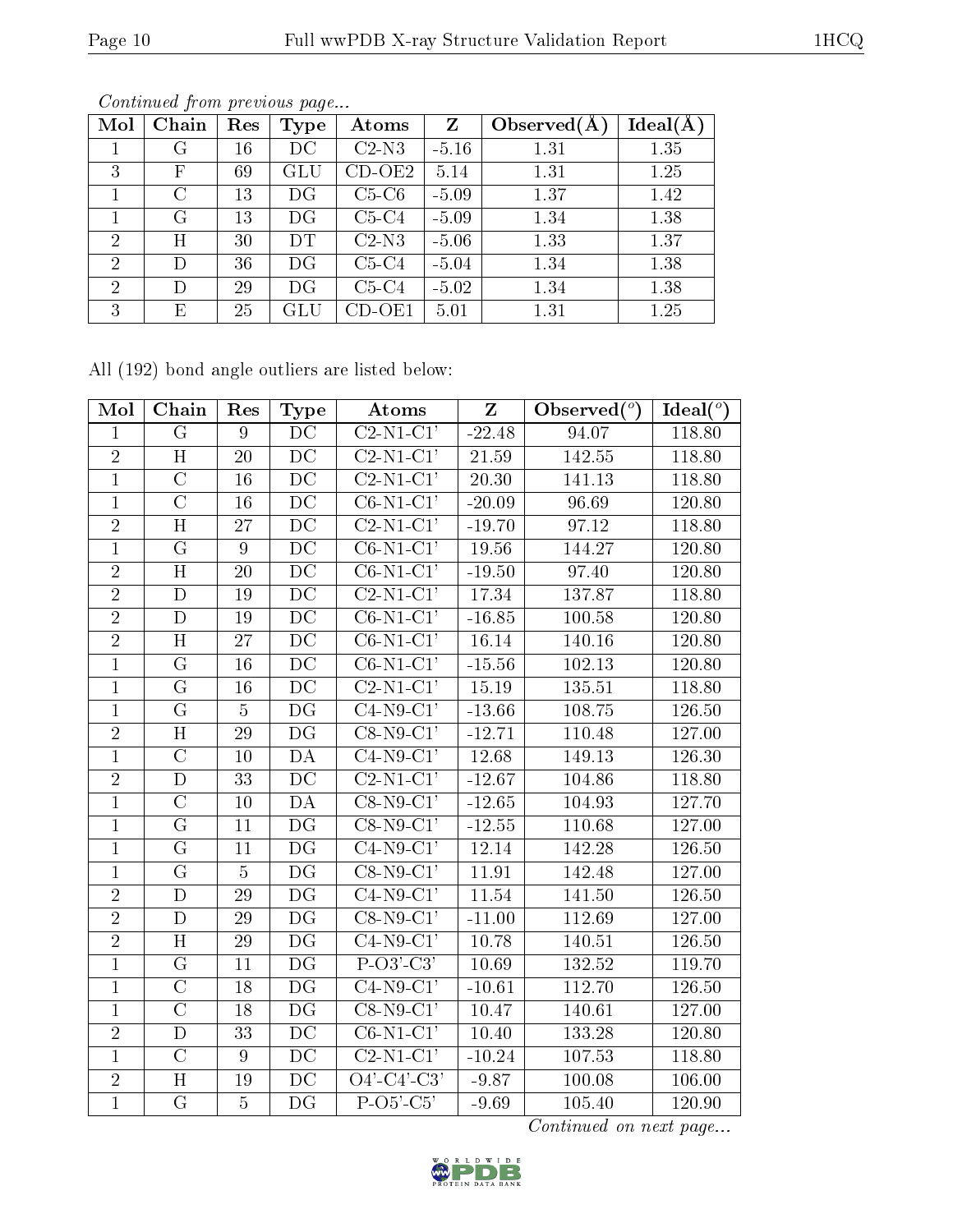*Continued from previous page...*

| Mol | Chain | Res | Type | Atoms | Z | Observed(Å) | Ideal(Å) |
|---|---|---|---|---|---|---|---|
| 1 | G | 16 | DC | C2-N3 | -5.16 | 1.31 | 1.35 |
| 3 | F | 69 | GLU | CD-OE2 | 5.14 | 1.31 | 1.25 |
| 1 | C | 13 | DG | C5-C6 | -5.09 | 1.37 | 1.42 |
| 1 | G | 13 | DG | C5-C4 | -5.09 | 1.34 | 1.38 |
| 2 | H | 30 | DT | C2-N3 | -5.06 | 1.33 | 1.37 |
| 2 | D | 36 | DG | C5-C4 | -5.04 | 1.34 | 1.38 |
| 2 | D | 29 | DG | C5-C4 | -5.02 | 1.34 | 1.38 |
| 3 | E | 25 | GLU | CD-OE1 | 5.01 | 1.31 | 1.25 |

All (192) bond angle outliers are listed below:

| Mol | Chain | Res | Type | Atoms | Z | Observed(°) | Ideal(°) |
|---|---|---|---|---|---|---|---|
| 1 | G | 9 | DC | C2-N1-C1' | -22.48 | 94.07 | 118.80 |
| 2 | H | 20 | DC | C2-N1-C1' | 21.59 | 142.55 | 118.80 |
| 1 | C | 16 | DC | C2-N1-C1' | 20.30 | 141.13 | 118.80 |
| 1 | C | 16 | DC | C6-N1-C1' | -20.09 | 96.69 | 120.80 |
| 2 | H | 27 | DC | C2-N1-C1' | -19.70 | 97.12 | 118.80 |
| 1 | G | 9 | DC | C6-N1-C1' | 19.56 | 144.27 | 120.80 |
| 2 | H | 20 | DC | C6-N1-C1' | -19.50 | 97.40 | 120.80 |
| 2 | D | 19 | DC | C2-N1-C1' | 17.34 | 137.87 | 118.80 |
| 2 | D | 19 | DC | C6-N1-C1' | -16.85 | 100.58 | 120.80 |
| 2 | H | 27 | DC | C6-N1-C1' | 16.14 | 140.16 | 120.80 |
| 1 | G | 16 | DC | C6-N1-C1' | -15.56 | 102.13 | 120.80 |
| 1 | G | 16 | DC | C2-N1-C1' | 15.19 | 135.51 | 118.80 |
| 1 | G | 5 | DG | C4-N9-C1' | -13.66 | 108.75 | 126.50 |
| 2 | H | 29 | DG | C8-N9-C1' | -12.71 | 110.48 | 127.00 |
| 1 | C | 10 | DA | C4-N9-C1' | 12.68 | 149.13 | 126.30 |
| 2 | D | 33 | DC | C2-N1-C1' | -12.67 | 104.86 | 118.80 |
| 1 | C | 10 | DA | C8-N9-C1' | -12.65 | 104.93 | 127.70 |
| 1 | G | 11 | DG | C8-N9-C1' | -12.55 | 110.68 | 127.00 |
| 1 | G | 11 | DG | C4-N9-C1' | 12.14 | 142.28 | 126.50 |
| 1 | G | 5 | DG | C8-N9-C1' | 11.91 | 142.48 | 127.00 |
| 2 | D | 29 | DG | C4-N9-C1' | 11.54 | 141.50 | 126.50 |
| 2 | D | 29 | DG | C8-N9-C1' | -11.00 | 112.69 | 127.00 |
| 2 | H | 29 | DG | C4-N9-C1' | 10.78 | 140.51 | 126.50 |
| 1 | G | 11 | DG | P-O3'-C3' | 10.69 | 132.52 | 119.70 |
| 1 | C | 18 | DG | C4-N9-C1' | -10.61 | 112.70 | 126.50 |
| 1 | C | 18 | DG | C8-N9-C1' | 10.47 | 140.61 | 127.00 |
| 2 | D | 33 | DC | C6-N1-C1' | 10.40 | 133.28 | 120.80 |
| 1 | C | 9 | DC | C2-N1-C1' | -10.24 | 107.53 | 118.80 |
| 2 | H | 19 | DC | O4'-C4'-C3' | -9.87 | 100.08 | 106.00 |
| 1 | G | 5 | DG | P-O5'-C5' | -9.69 | 105.40 | 120.90 |

*Continued on next page...*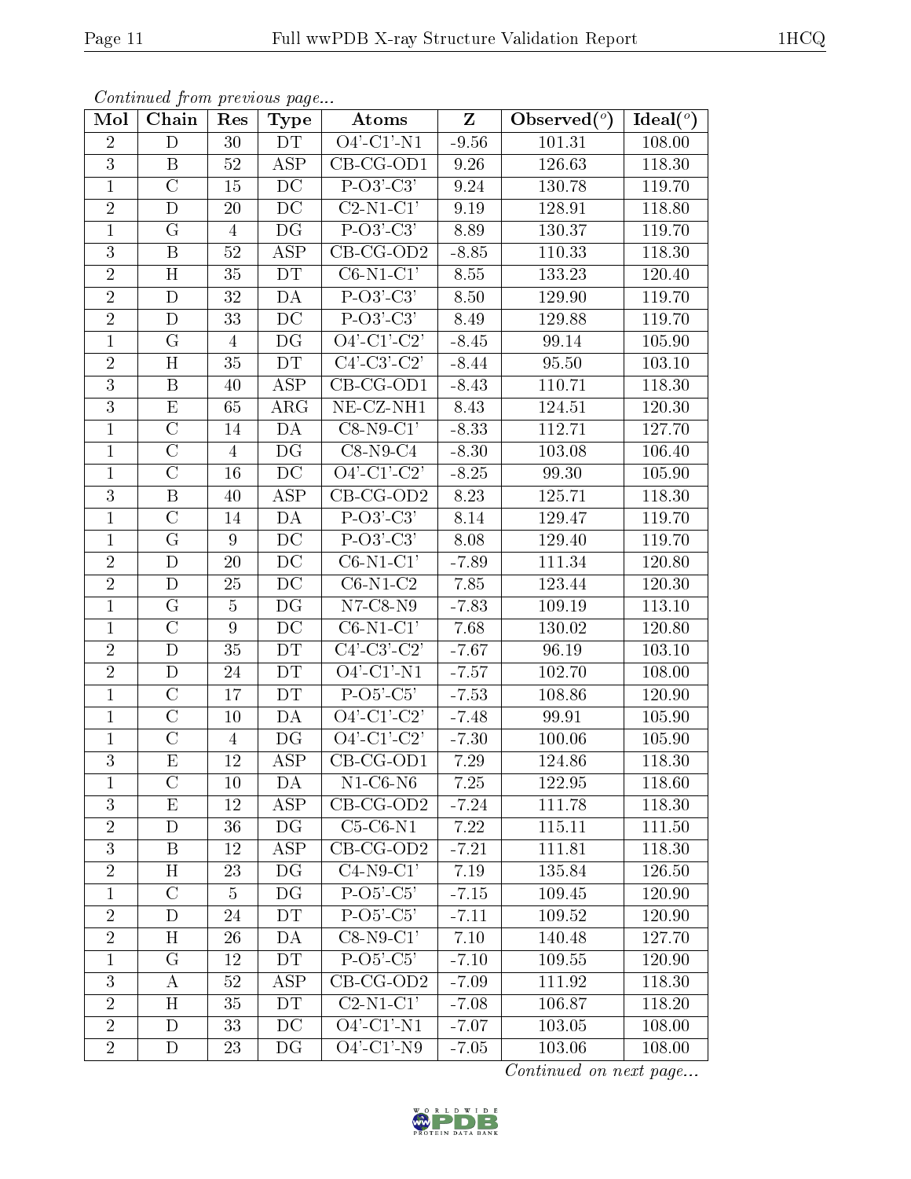*Continued from previous page...*

| Mol | Chain | Res | Type | Atoms | Z | Observed(°) | Ideal(°) |
|---|---|---|---|---|---|---|---|
| 2 | D | 30 | DT | O4'-C1'-N1 | -9.56 | 101.31 | 108.00 |
| 3 | B | 52 | ASP | CB-CG-OD1 | 9.26 | 126.63 | 118.30 |
| 1 | C | 15 | DC | P-O3'-C3' | 9.24 | 130.78 | 119.70 |
| 2 | D | 20 | DC | C2-N1-C1' | 9.19 | 128.91 | 118.80 |
| 1 | G | 4 | DG | P-O3'-C3' | 8.89 | 130.37 | 119.70 |
| 3 | B | 52 | ASP | CB-CG-OD2 | -8.85 | 110.33 | 118.30 |
| 2 | H | 35 | DT | C6-N1-C1' | 8.55 | 133.23 | 120.40 |
| 2 | D | 32 | DA | P-O3'-C3' | 8.50 | 129.90 | 119.70 |
| 2 | D | 33 | DC | P-O3'-C3' | 8.49 | 129.88 | 119.70 |
| 1 | G | 4 | DG | O4'-C1'-C2' | -8.45 | 99.14 | 105.90 |
| 2 | H | 35 | DT | C4'-C3'-C2' | -8.44 | 95.50 | 103.10 |
| 3 | B | 40 | ASP | CB-CG-OD1 | -8.43 | 110.71 | 118.30 |
| 3 | E | 65 | ARG | NE-CZ-NH1 | 8.43 | 124.51 | 120.30 |
| 1 | C | 14 | DA | C8-N9-C1' | -8.33 | 112.71 | 127.70 |
| 1 | C | 4 | DG | C8-N9-C4 | -8.30 | 103.08 | 106.40 |
| 1 | C | 16 | DC | O4'-C1'-C2' | -8.25 | 99.30 | 105.90 |
| 3 | B | 40 | ASP | CB-CG-OD2 | 8.23 | 125.71 | 118.30 |
| 1 | C | 14 | DA | P-O3'-C3' | 8.14 | 129.47 | 119.70 |
| 1 | G | 9 | DC | P-O3'-C3' | 8.08 | 129.40 | 119.70 |
| 2 | D | 20 | DC | C6-N1-C1' | -7.89 | 111.34 | 120.80 |
| 2 | D | 25 | DC | C6-N1-C2 | 7.85 | 123.44 | 120.30 |
| 1 | G | 5 | DG | N7-C8-N9 | -7.83 | 109.19 | 113.10 |
| 1 | C | 9 | DC | C6-N1-C1' | 7.68 | 130.02 | 120.80 |
| 2 | D | 35 | DT | C4'-C3'-C2' | -7.67 | 96.19 | 103.10 |
| 2 | D | 24 | DT | O4'-C1'-N1 | -7.57 | 102.70 | 108.00 |
| 1 | C | 17 | DT | P-O5'-C5' | -7.53 | 108.86 | 120.90 |
| 1 | C | 10 | DA | O4'-C1'-C2' | -7.48 | 99.91 | 105.90 |
| 1 | C | 4 | DG | O4'-C1'-C2' | -7.30 | 100.06 | 105.90 |
| 3 | E | 12 | ASP | CB-CG-OD1 | 7.29 | 124.86 | 118.30 |
| 1 | C | 10 | DA | N1-C6-N6 | 7.25 | 122.95 | 118.60 |
| 3 | E | 12 | ASP | CB-CG-OD2 | -7.24 | 111.78 | 118.30 |
| 2 | D | 36 | DG | C5-C6-N1 | 7.22 | 115.11 | 111.50 |
| 3 | B | 12 | ASP | CB-CG-OD2 | -7.21 | 111.81 | 118.30 |
| 2 | H | 23 | DG | C4-N9-C1' | 7.19 | 135.84 | 126.50 |
| 1 | C | 5 | DG | P-O5'-C5' | -7.15 | 109.45 | 120.90 |
| 2 | D | 24 | DT | P-O5'-C5' | -7.11 | 109.52 | 120.90 |
| 2 | H | 26 | DA | C8-N9-C1' | 7.10 | 140.48 | 127.70 |
| 1 | G | 12 | DT | P-O5'-C5' | -7.10 | 109.55 | 120.90 |
| 3 | A | 52 | ASP | CB-CG-OD2 | -7.09 | 111.92 | 118.30 |
| 2 | H | 35 | DT | C2-N1-C1' | -7.08 | 106.87 | 118.20 |
| 2 | D | 33 | DC | O4'-C1'-N1 | -7.07 | 103.05 | 108.00 |
| 2 | D | 23 | DG | O4'-C1'-N9 | -7.05 | 103.06 | 108.00 |

*Continued on next page...*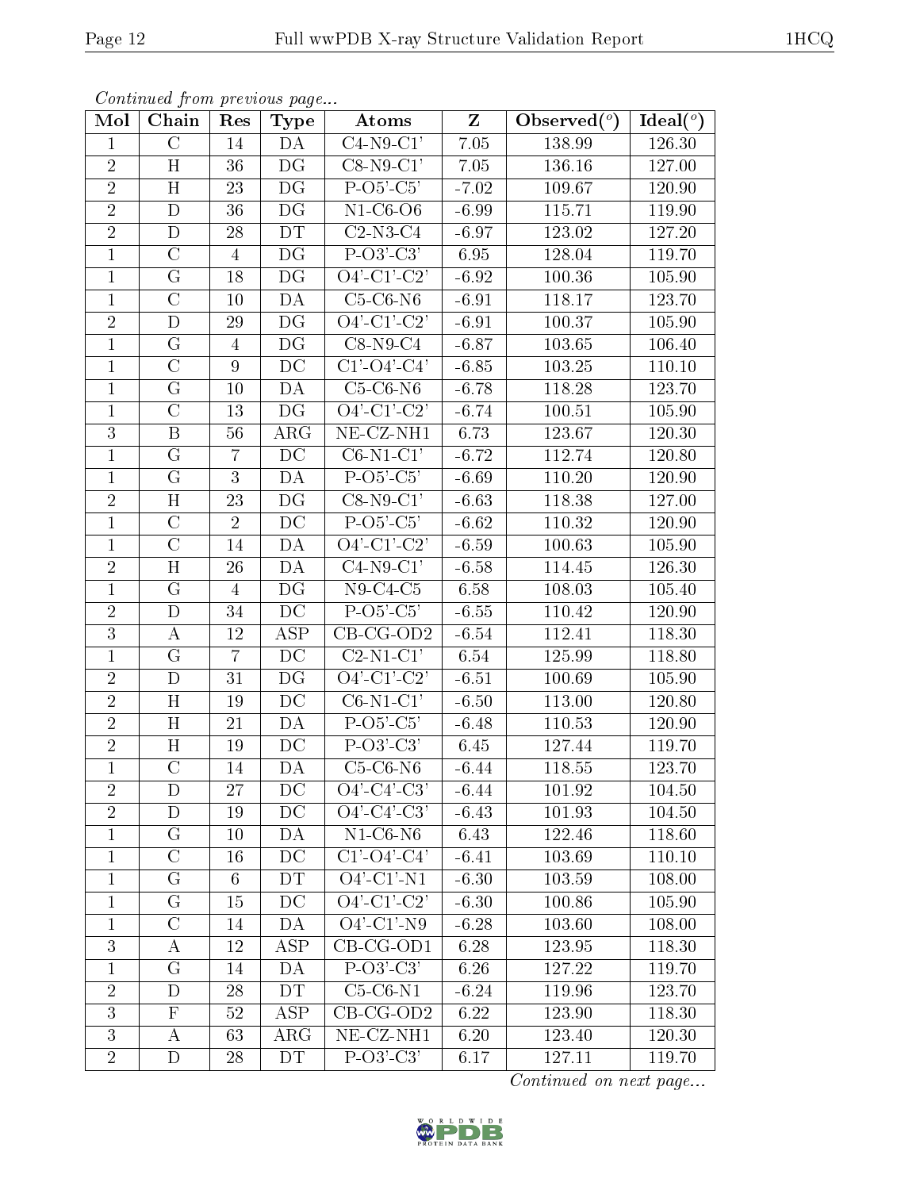*Continued from previous page...*

| Mol | Chain | Res | Type | Atoms | Z | Observed(°) | Ideal(°) |
|---|---|---|---|---|---|---|---|
| 1 | C | 14 | DA | C4-N9-C1' | 7.05 | 138.99 | 126.30 |
| 2 | H | 36 | DG | C8-N9-C1' | 7.05 | 136.16 | 127.00 |
| 2 | H | 23 | DG | P-O5'-C5' | -7.02 | 109.67 | 120.90 |
| 2 | D | 36 | DG | N1-C6-O6 | -6.99 | 115.71 | 119.90 |
| 2 | D | 28 | DT | C2-N3-C4 | -6.97 | 123.02 | 127.20 |
| 1 | C | 4 | DG | P-O3'-C3' | 6.95 | 128.04 | 119.70 |
| 1 | G | 18 | DG | O4'-C1'-C2' | -6.92 | 100.36 | 105.90 |
| 1 | C | 10 | DA | C5-C6-N6 | -6.91 | 118.17 | 123.70 |
| 2 | D | 29 | DG | O4'-C1'-C2' | -6.91 | 100.37 | 105.90 |
| 1 | G | 4 | DG | C8-N9-C4 | -6.87 | 103.65 | 106.40 |
| 1 | C | 9 | DC | C1'-O4'-C4' | -6.85 | 103.25 | 110.10 |
| 1 | G | 10 | DA | C5-C6-N6 | -6.78 | 118.28 | 123.70 |
| 1 | C | 13 | DG | O4'-C1'-C2' | -6.74 | 100.51 | 105.90 |
| 3 | B | 56 | ARG | NE-CZ-NH1 | 6.73 | 123.67 | 120.30 |
| 1 | G | 7 | DC | C6-N1-C1' | -6.72 | 112.74 | 120.80 |
| 1 | G | 3 | DA | P-O5'-C5' | -6.69 | 110.20 | 120.90 |
| 2 | H | 23 | DG | C8-N9-C1' | -6.63 | 118.38 | 127.00 |
| 1 | C | 2 | DC | P-O5'-C5' | -6.62 | 110.32 | 120.90 |
| 1 | C | 14 | DA | O4'-C1'-C2' | -6.59 | 100.63 | 105.90 |
| 2 | H | 26 | DA | C4-N9-C1' | -6.58 | 114.45 | 126.30 |
| 1 | G | 4 | DG | N9-C4-C5 | 6.58 | 108.03 | 105.40 |
| 2 | D | 34 | DC | P-O5'-C5' | -6.55 | 110.42 | 120.90 |
| 3 | A | 12 | ASP | CB-CG-OD2 | -6.54 | 112.41 | 118.30 |
| 1 | G | 7 | DC | C2-N1-C1' | 6.54 | 125.99 | 118.80 |
| 2 | D | 31 | DG | O4'-C1'-C2' | -6.51 | 100.69 | 105.90 |
| 2 | H | 19 | DC | C6-N1-C1' | -6.50 | 113.00 | 120.80 |
| 2 | H | 21 | DA | P-O5'-C5' | -6.48 | 110.53 | 120.90 |
| 2 | H | 19 | DC | P-O3'-C3' | 6.45 | 127.44 | 119.70 |
| 1 | C | 14 | DA | C5-C6-N6 | -6.44 | 118.55 | 123.70 |
| 2 | D | 27 | DC | O4'-C4'-C3' | -6.44 | 101.92 | 104.50 |
| 2 | D | 19 | DC | O4'-C4'-C3' | -6.43 | 101.93 | 104.50 |
| 1 | G | 10 | DA | N1-C6-N6 | 6.43 | 122.46 | 118.60 |
| 1 | C | 16 | DC | C1'-O4'-C4' | -6.41 | 103.69 | 110.10 |
| 1 | G | 6 | DT | O4'-C1'-N1 | -6.30 | 103.59 | 108.00 |
| 1 | G | 15 | DC | O4'-C1'-C2' | -6.30 | 100.86 | 105.90 |
| 1 | C | 14 | DA | O4'-C1'-N9 | -6.28 | 103.60 | 108.00 |
| 3 | A | 12 | ASP | CB-CG-OD1 | 6.28 | 123.95 | 118.30 |
| 1 | G | 14 | DA | P-O3'-C3' | 6.26 | 127.22 | 119.70 |
| 2 | D | 28 | DT | C5-C6-N1 | -6.24 | 119.96 | 123.70 |
| 3 | F | 52 | ASP | CB-CG-OD2 | 6.22 | 123.90 | 118.30 |
| 3 | A | 63 | ARG | NE-CZ-NH1 | 6.20 | 123.40 | 120.30 |
| 2 | D | 28 | DT | P-O3'-C3' | 6.17 | 127.11 | 119.70 |

*Continued on next page...*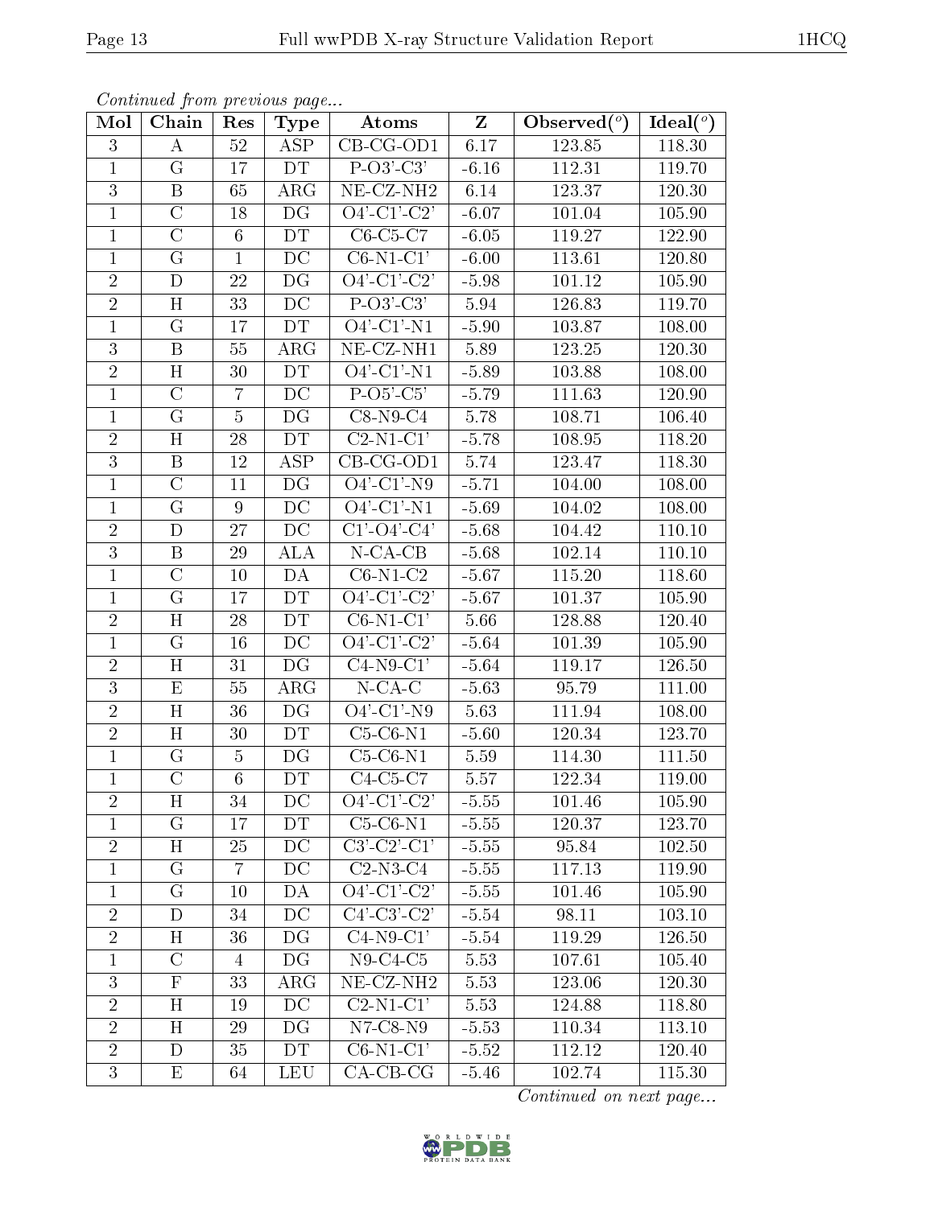*Continued from previous page...*

| Mol | Chain | Res | Type | Atoms | Z | Observed(°) | Ideal(°) |
|---|---|---|---|---|---|---|---|
| 3 | A | 52 | ASP | CB-CG-OD1 | 6.17 | 123.85 | 118.30 |
| 1 | G | 17 | DT | P-O3'-C3' | -6.16 | 112.31 | 119.70 |
| 3 | B | 65 | ARG | NE-CZ-NH2 | 6.14 | 123.37 | 120.30 |
| 1 | C | 18 | DG | O4'-C1'-C2' | -6.07 | 101.04 | 105.90 |
| 1 | C | 6 | DT | C6-C5-C7 | -6.05 | 119.27 | 122.90 |
| 1 | G | 1 | DC | C6-N1-C1' | -6.00 | 113.61 | 120.80 |
| 2 | D | 22 | DG | O4'-C1'-C2' | -5.98 | 101.12 | 105.90 |
| 2 | H | 33 | DC | P-O3'-C3' | 5.94 | 126.83 | 119.70 |
| 1 | G | 17 | DT | O4'-C1'-N1 | -5.90 | 103.87 | 108.00 |
| 3 | B | 55 | ARG | NE-CZ-NH1 | 5.89 | 123.25 | 120.30 |
| 2 | H | 30 | DT | O4'-C1'-N1 | -5.89 | 103.88 | 108.00 |
| 1 | C | 7 | DC | P-O5'-C5' | -5.79 | 111.63 | 120.90 |
| 1 | G | 5 | DG | C8-N9-C4 | 5.78 | 108.71 | 106.40 |
| 2 | H | 28 | DT | C2-N1-C1' | -5.78 | 108.95 | 118.20 |
| 3 | B | 12 | ASP | CB-CG-OD1 | 5.74 | 123.47 | 118.30 |
| 1 | C | 11 | DG | O4'-C1'-N9 | -5.71 | 104.00 | 108.00 |
| 1 | G | 9 | DC | O4'-C1'-N1 | -5.69 | 104.02 | 108.00 |
| 2 | D | 27 | DC | C1'-O4'-C4' | -5.68 | 104.42 | 110.10 |
| 3 | B | 29 | ALA | N-CA-CB | -5.68 | 102.14 | 110.10 |
| 1 | C | 10 | DA | C6-N1-C2 | -5.67 | 115.20 | 118.60 |
| 1 | G | 17 | DT | O4'-C1'-C2' | -5.67 | 101.37 | 105.90 |
| 2 | H | 28 | DT | C6-N1-C1' | 5.66 | 128.88 | 120.40 |
| 1 | G | 16 | DC | O4'-C1'-C2' | -5.64 | 101.39 | 105.90 |
| 2 | H | 31 | DG | C4-N9-C1' | -5.64 | 119.17 | 126.50 |
| 3 | E | 55 | ARG | N-CA-C | -5.63 | 95.79 | 111.00 |
| 2 | H | 36 | DG | O4'-C1'-N9 | 5.63 | 111.94 | 108.00 |
| 2 | H | 30 | DT | C5-C6-N1 | -5.60 | 120.34 | 123.70 |
| 1 | G | 5 | DG | C5-C6-N1 | 5.59 | 114.30 | 111.50 |
| 1 | C | 6 | DT | C4-C5-C7 | 5.57 | 122.34 | 119.00 |
| 2 | H | 34 | DC | O4'-C1'-C2' | -5.55 | 101.46 | 105.90 |
| 1 | G | 17 | DT | C5-C6-N1 | -5.55 | 120.37 | 123.70 |
| 2 | H | 25 | DC | C3'-C2'-C1' | -5.55 | 95.84 | 102.50 |
| 1 | G | 7 | DC | C2-N3-C4 | -5.55 | 117.13 | 119.90 |
| 1 | G | 10 | DA | O4'-C1'-C2' | -5.55 | 101.46 | 105.90 |
| 2 | D | 34 | DC | C4'-C3'-C2' | -5.54 | 98.11 | 103.10 |
| 2 | H | 36 | DG | C4-N9-C1' | -5.54 | 119.29 | 126.50 |
| 1 | C | 4 | DG | N9-C4-C5 | 5.53 | 107.61 | 105.40 |
| 3 | F | 33 | ARG | NE-CZ-NH2 | 5.53 | 123.06 | 120.30 |
| 2 | H | 19 | DC | C2-N1-C1' | 5.53 | 124.88 | 118.80 |
| 2 | H | 29 | DG | N7-C8-N9 | -5.53 | 110.34 | 113.10 |
| 2 | D | 35 | DT | C6-N1-C1' | -5.52 | 112.12 | 120.40 |
| 3 | E | 64 | LEU | CA-CB-CG | -5.46 | 102.74 | 115.30 |

*Continued on next page...*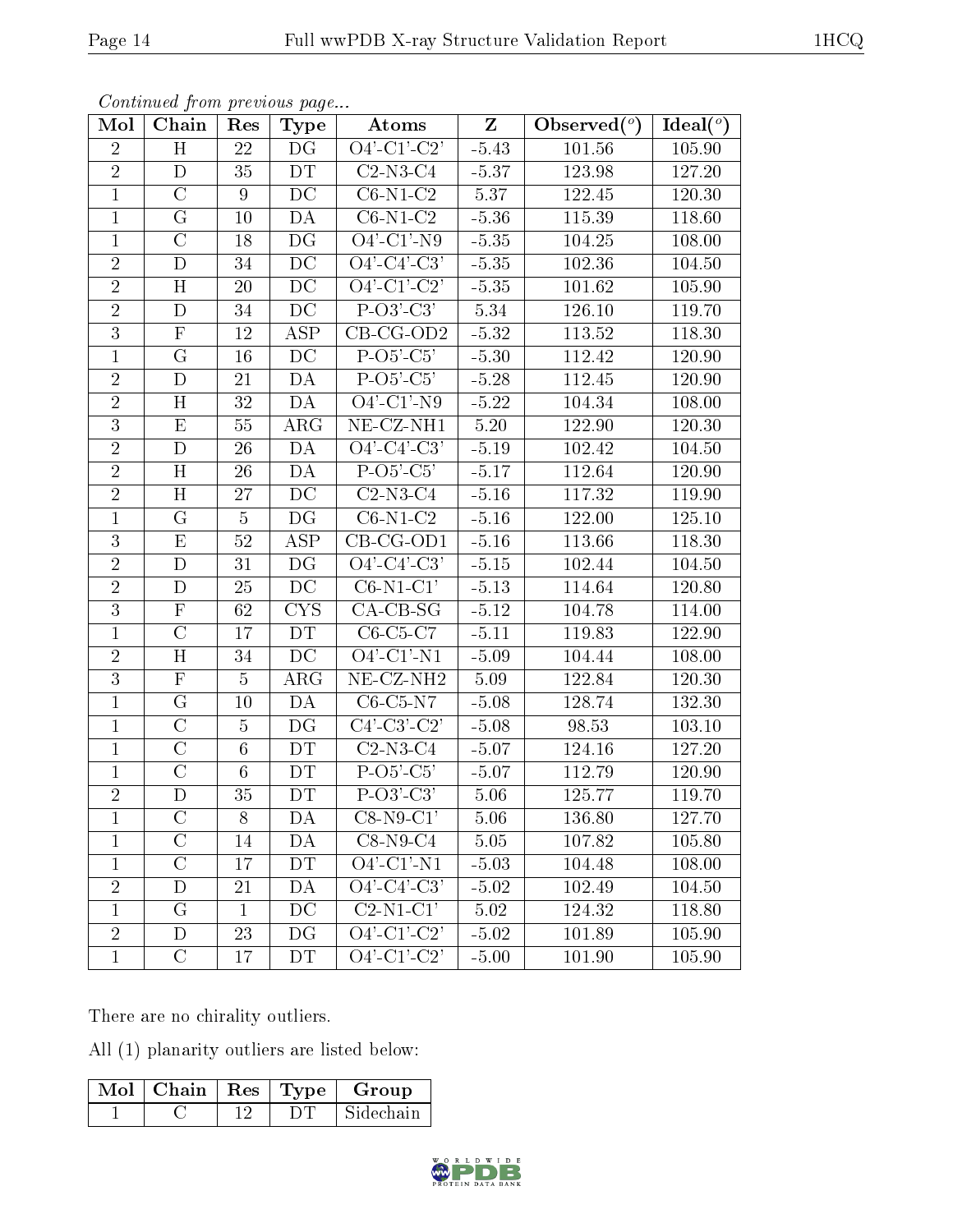*Continued from previous page...*

| Mol | Chain | Res | Type | Atoms | Z | Observed(°) | Ideal(°) |
|---|---|---|---|---|---|---|---|
| 2 | H | 22 | DG | O4'-C1'-C2' | -5.43 | 101.56 | 105.90 |
| 2 | D | 35 | DT | C2-N3-C4 | -5.37 | 123.98 | 127.20 |
| 1 | C | 9 | DC | C6-N1-C2 | 5.37 | 122.45 | 120.30 |
| 1 | G | 10 | DA | C6-N1-C2 | -5.36 | 115.39 | 118.60 |
| 1 | C | 18 | DG | O4'-C1'-N9 | -5.35 | 104.25 | 108.00 |
| 2 | D | 34 | DC | O4'-C4'-C3' | -5.35 | 102.36 | 104.50 |
| 2 | H | 20 | DC | O4'-C1'-C2' | -5.35 | 101.62 | 105.90 |
| 2 | D | 34 | DC | P-O3'-C3' | 5.34 | 126.10 | 119.70 |
| 3 | F | 12 | ASP | CB-CG-OD2 | -5.32 | 113.52 | 118.30 |
| 1 | G | 16 | DC | P-O5'-C5' | -5.30 | 112.42 | 120.90 |
| 2 | D | 21 | DA | P-O5'-C5' | -5.28 | 112.45 | 120.90 |
| 2 | H | 32 | DA | O4'-C1'-N9 | -5.22 | 104.34 | 108.00 |
| 3 | E | 55 | ARG | NE-CZ-NH1 | 5.20 | 122.90 | 120.30 |
| 2 | D | 26 | DA | O4'-C4'-C3' | -5.19 | 102.42 | 104.50 |
| 2 | H | 26 | DA | P-O5'-C5' | -5.17 | 112.64 | 120.90 |
| 2 | H | 27 | DC | C2-N3-C4 | -5.16 | 117.32 | 119.90 |
| 1 | G | 5 | DG | C6-N1-C2 | -5.16 | 122.00 | 125.10 |
| 3 | E | 52 | ASP | CB-CG-OD1 | -5.16 | 113.66 | 118.30 |
| 2 | D | 31 | DG | O4'-C4'-C3' | -5.15 | 102.44 | 104.50 |
| 2 | D | 25 | DC | C6-N1-C1' | -5.13 | 114.64 | 120.80 |
| 3 | F | 62 | CYS | CA-CB-SG | -5.12 | 104.78 | 114.00 |
| 1 | C | 17 | DT | C6-C5-C7 | -5.11 | 119.83 | 122.90 |
| 2 | H | 34 | DC | O4'-C1'-N1 | -5.09 | 104.44 | 108.00 |
| 3 | F | 5 | ARG | NE-CZ-NH2 | 5.09 | 122.84 | 120.30 |
| 1 | G | 10 | DA | C6-C5-N7 | -5.08 | 128.74 | 132.30 |
| 1 | C | 5 | DG | C4'-C3'-C2' | -5.08 | 98.53 | 103.10 |
| 1 | C | 6 | DT | C2-N3-C4 | -5.07 | 124.16 | 127.20 |
| 1 | C | 6 | DT | P-O5'-C5' | -5.07 | 112.79 | 120.90 |
| 2 | D | 35 | DT | P-O3'-C3' | 5.06 | 125.77 | 119.70 |
| 1 | C | 8 | DA | C8-N9-C1' | 5.06 | 136.80 | 127.70 |
| 1 | C | 14 | DA | C8-N9-C4 | 5.05 | 107.82 | 105.80 |
| 1 | C | 17 | DT | O4'-C1'-N1 | -5.03 | 104.48 | 108.00 |
| 2 | D | 21 | DA | O4'-C4'-C3' | -5.02 | 102.49 | 104.50 |
| 1 | G | 1 | DC | C2-N1-C1' | 5.02 | 124.32 | 118.80 |
| 2 | D | 23 | DG | O4'-C1'-C2' | -5.02 | 101.89 | 105.90 |
| 1 | C | 17 | DT | O4'-C1'-C2' | -5.00 | 101.90 | 105.90 |

There are no chirality outliers.

All (1) planarity outliers are listed below:

| Mol | Chain | Res | Type | Group |
|---|---|---|---|---|
| 1 | C | 12 | DT | Sidechain |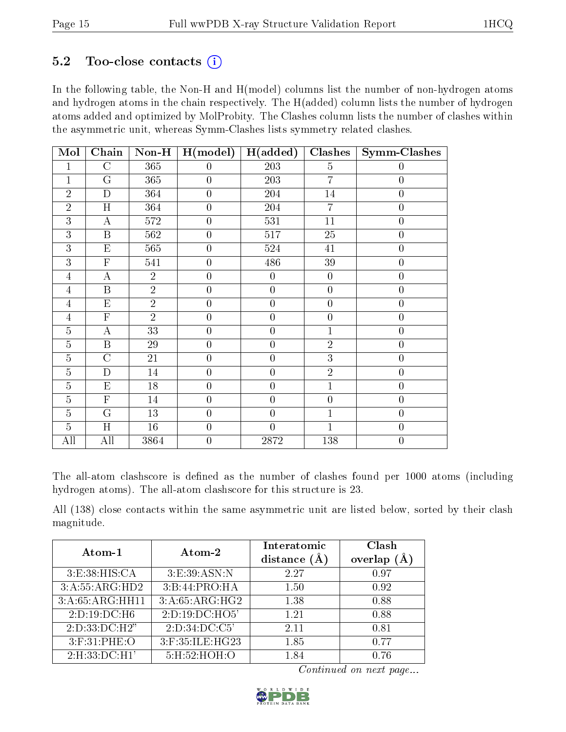### 5.2 Too-close contacts (i)

In the following table, the Non-H and H(model) columns list the number of non-hydrogen atoms and hydrogen atoms in the chain respectively. The H(added) column lists the number of hydrogen atoms added and optimized by MolProbity. The Clashes column lists the number of clashes within the asymmetric unit, whereas Symm-Clashes lists symmetry related clashes.

| Mol | Chain | Non-H | H(model) | H(added) | Clashes | Symm-Clashes |
|---|---|---|---|---|---|---|
| 1 | C | 365 | 0 | 203 | 5 | 0 |
| 1 | G | 365 | 0 | 203 | 7 | 0 |
| 2 | D | 364 | 0 | 204 | 14 | 0 |
| 2 | H | 364 | 0 | 204 | 7 | 0 |
| 3 | A | 572 | 0 | 531 | 11 | 0 |
| 3 | B | 562 | 0 | 517 | 25 | 0 |
| 3 | E | 565 | 0 | 524 | 41 | 0 |
| 3 | F | 541 | 0 | 486 | 39 | 0 |
| 4 | A | 2 | 0 | 0 | 0 | 0 |
| 4 | B | 2 | 0 | 0 | 0 | 0 |
| 4 | E | 2 | 0 | 0 | 0 | 0 |
| 4 | F | 2 | 0 | 0 | 0 | 0 |
| 5 | A | 33 | 0 | 0 | 1 | 0 |
| 5 | B | 29 | 0 | 0 | 2 | 0 |
| 5 | C | 21 | 0 | 0 | 3 | 0 |
| 5 | D | 14 | 0 | 0 | 2 | 0 |
| 5 | E | 18 | 0 | 0 | 1 | 0 |
| 5 | F | 14 | 0 | 0 | 0 | 0 |
| 5 | G | 13 | 0 | 0 | 1 | 0 |
| 5 | H | 16 | 0 | 0 | 1 | 0 |
| All | All | 3864 | 0 | 2872 | 138 | 0 |

The all-atom clashscore is defined as the number of clashes found per 1000 atoms (including hydrogen atoms). The all-atom clashscore for this structure is 23.

All (138) close contacts within the same asymmetric unit are listed below, sorted by their clash magnitude.

| Atom-1 | Atom-2 | Interatomic distance (Å) | Clash overlap (Å) |
|---|---|---|---|
| 3:E:38:HIS:CA | 3:E:39:ASN:N | 2.27 | 0.97 |
| 3:A:55:ARG:HD2 | 3:B:44:PRO:HA | 1.50 | 0.92 |
| 3:A:65:ARG:HH11 | 3:A:65:ARG:HG2 | 1.38 | 0.88 |
| 2:D:19:DC:H6 | 2:D:19:DC:HO5' | 1.21 | 0.88 |
| 2:D:33:DC:H2" | 2:D:34:DC:C5' | 2.11 | 0.81 |
| 3:F:31:PHE:O | 3:F:35:ILE:HG23 | 1.85 | 0.77 |
| 2:H:33:DC:H1' | 5:H:52:HOH:O | 1.84 | 0.76 |

*Continued on next page...*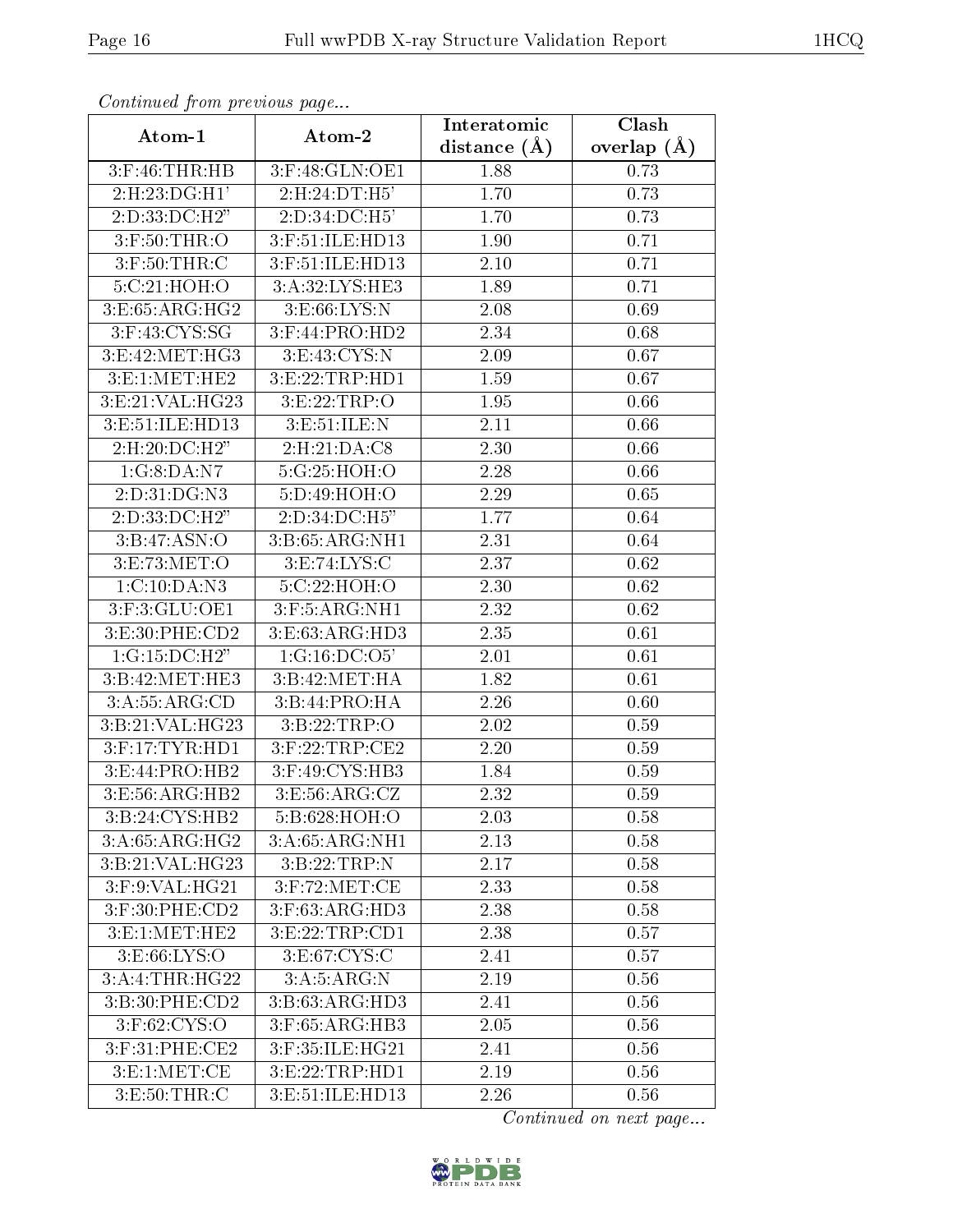*Continued from previous page...*

| Atom-1 | Atom-2 | Interatomic distance (Å) | Clash overlap (Å) |
| --- | --- | --- | --- |
| 3:F:46:THR:HB | 3:F:48:GLN:OE1 | 1.88 | 0.73 |
| 2:H:23:DG:H1' | 2:H:24:DT:H5' | 1.70 | 0.73 |
| 2:D:33:DC:H2" | 2:D:34:DC:H5' | 1.70 | 0.73 |
| 3:F:50:THR:O | 3:F:51:ILE:HD13 | 1.90 | 0.71 |
| 3:F:50:THR:C | 3:F:51:ILE:HD13 | 2.10 | 0.71 |
| 5:C:21:HOH:O | 3:A:32:LYS:HE3 | 1.89 | 0.71 |
| 3:E:65:ARG:HG2 | 3:E:66:LYS:N | 2.08 | 0.69 |
| 3:F:43:CYS:SG | 3:F:44:PRO:HD2 | 2.34 | 0.68 |
| 3:E:42:MET:HG3 | 3:E:43:CYS:N | 2.09 | 0.67 |
| 3:E:1:MET:HE2 | 3:E:22:TRP:HD1 | 1.59 | 0.67 |
| 3:E:21:VAL:HG23 | 3:E:22:TRP:O | 1.95 | 0.66 |
| 3:E:51:ILE:HD13 | 3:E:51:ILE:N | 2.11 | 0.66 |
| 2:H:20:DC:H2" | 2:H:21:DA:C8 | 2.30 | 0.66 |
| 1:G:8:DA:N7 | 5:G:25:HOH:O | 2.28 | 0.66 |
| 2:D:31:DG:N3 | 5:D:49:HOH:O | 2.29 | 0.65 |
| 2:D:33:DC:H2" | 2:D:34:DC:H5" | 1.77 | 0.64 |
| 3:B:47:ASN:O | 3:B:65:ARG:NH1 | 2.31 | 0.64 |
| 3:E:73:MET:O | 3:E:74:LYS:C | 2.37 | 0.62 |
| 1:C:10:DA:N3 | 5:C:22:HOH:O | 2.30 | 0.62 |
| 3:F:3:GLU:OE1 | 3:F:5:ARG:NH1 | 2.32 | 0.62 |
| 3:E:30:PHE:CD2 | 3:E:63:ARG:HD3 | 2.35 | 0.61 |
| 1:G:15:DC:H2" | 1:G:16:DC:O5' | 2.01 | 0.61 |
| 3:B:42:MET:HE3 | 3:B:42:MET:HA | 1.82 | 0.61 |
| 3:A:55:ARG:CD | 3:B:44:PRO:HA | 2.26 | 0.60 |
| 3:B:21:VAL:HG23 | 3:B:22:TRP:O | 2.02 | 0.59 |
| 3:F:17:TYR:HD1 | 3:F:22:TRP:CE2 | 2.20 | 0.59 |
| 3:E:44:PRO:HB2 | 3:F:49:CYS:HB3 | 1.84 | 0.59 |
| 3:E:56:ARG:HB2 | 3:E:56:ARG:CZ | 2.32 | 0.59 |
| 3:B:24:CYS:HB2 | 5:B:628:HOH:O | 2.03 | 0.58 |
| 3:A:65:ARG:HG2 | 3:A:65:ARG:NH1 | 2.13 | 0.58 |
| 3:B:21:VAL:HG23 | 3:B:22:TRP:N | 2.17 | 0.58 |
| 3:F:9:VAL:HG21 | 3:F:72:MET:CE | 2.33 | 0.58 |
| 3:F:30:PHE:CD2 | 3:F:63:ARG:HD3 | 2.38 | 0.58 |
| 3:E:1:MET:HE2 | 3:E:22:TRP:CD1 | 2.38 | 0.57 |
| 3:E:66:LYS:O | 3:E:67:CYS:C | 2.41 | 0.57 |
| 3:A:4:THR:HG22 | 3:A:5:ARG:N | 2.19 | 0.56 |
| 3:B:30:PHE:CD2 | 3:B:63:ARG:HD3 | 2.41 | 0.56 |
| 3:F:62:CYS:O | 3:F:65:ARG:HB3 | 2.05 | 0.56 |
| 3:F:31:PHE:CE2 | 3:F:35:ILE:HG21 | 2.41 | 0.56 |
| 3:E:1:MET:CE | 3:E:22:TRP:HD1 | 2.19 | 0.56 |
| 3:E:50:THR:C | 3:E:51:ILE:HD13 | 2.26 | 0.56 |

*Continued on next page...*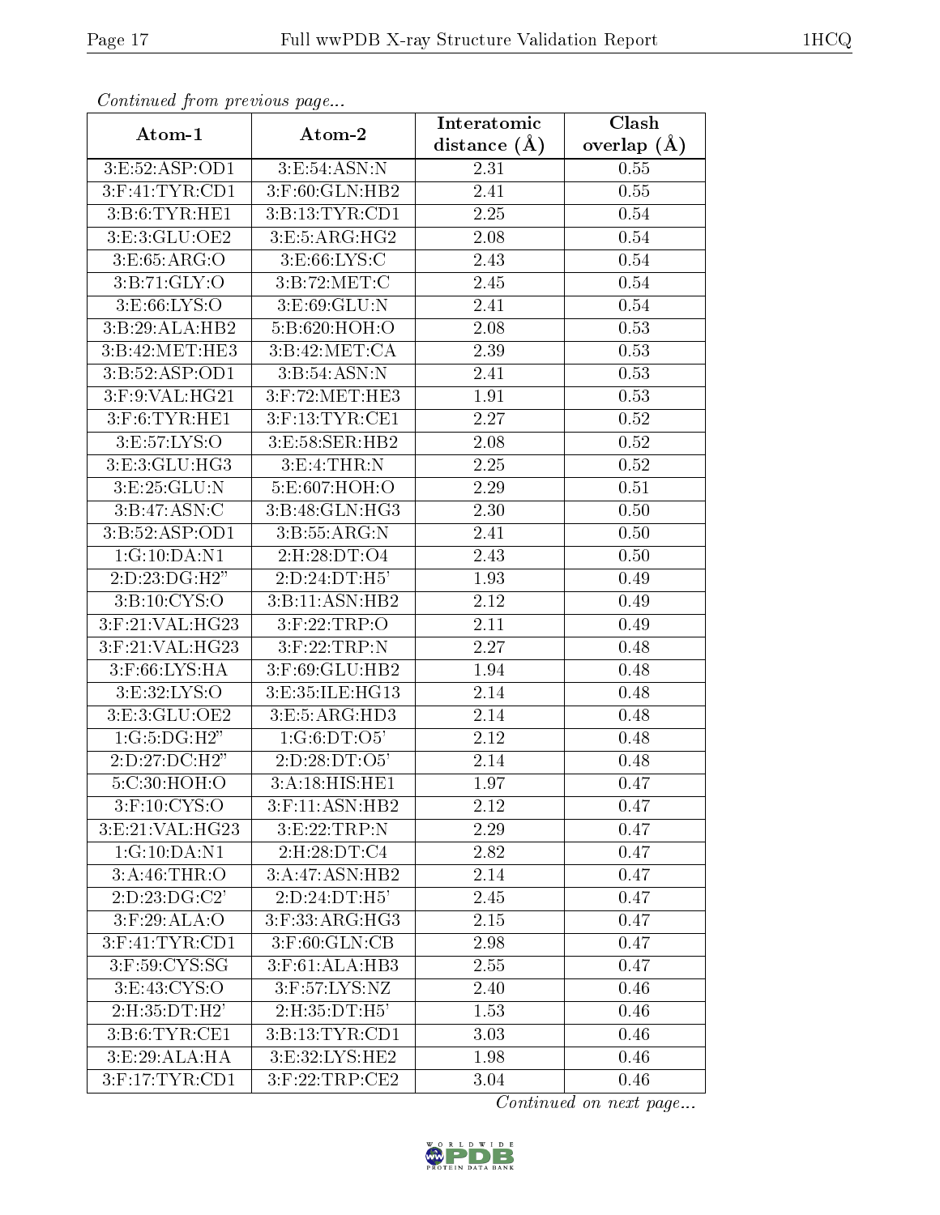*Continued from previous page...*

| Atom-1 | Atom-2 | Interatomic distance (Å) | Clash overlap (Å) |
|---|---|---|---|
| 3:E:52:ASP:OD1 | 3:E:54:ASN:N | 2.31 | 0.55 |
| 3:F:41:TYR:CD1 | 3:F:60:GLN:HB2 | 2.41 | 0.55 |
| 3:B:6:TYR:HE1 | 3:B:13:TYR:CD1 | 2.25 | 0.54 |
| 3:E:3:GLU:OE2 | 3:E:5:ARG:HG2 | 2.08 | 0.54 |
| 3:E:65:ARG:O | 3:E:66:LYS:C | 2.43 | 0.54 |
| 3:B:71:GLY:O | 3:B:72:MET:C | 2.45 | 0.54 |
| 3:E:66:LYS:O | 3:E:69:GLU:N | 2.41 | 0.54 |
| 3:B:29:ALA:HB2 | 5:B:620:HOH:O | 2.08 | 0.53 |
| 3:B:42:MET:HE3 | 3:B:42:MET:CA | 2.39 | 0.53 |
| 3:B:52:ASP:OD1 | 3:B:54:ASN:N | 2.41 | 0.53 |
| 3:F:9:VAL:HG21 | 3:F:72:MET:HE3 | 1.91 | 0.53 |
| 3:F:6:TYR:HE1 | 3:F:13:TYR:CE1 | 2.27 | 0.52 |
| 3:E:57:LYS:O | 3:E:58:SER:HB2 | 2.08 | 0.52 |
| 3:E:3:GLU:HG3 | 3:E:4:THR:N | 2.25 | 0.52 |
| 3:E:25:GLU:N | 5:E:607:HOH:O | 2.29 | 0.51 |
| 3:B:47:ASN:C | 3:B:48:GLN:HG3 | 2.30 | 0.50 |
| 3:B:52:ASP:OD1 | 3:B:55:ARG:N | 2.41 | 0.50 |
| 1:G:10:DA:N1 | 2:H:28:DT:O4 | 2.43 | 0.50 |
| 2:D:23:DG:H2" | 2:D:24:DT:H5' | 1.93 | 0.49 |
| 3:B:10:CYS:O | 3:B:11:ASN:HB2 | 2.12 | 0.49 |
| 3:F:21:VAL:HG23 | 3:F:22:TRP:O | 2.11 | 0.49 |
| 3:F:21:VAL:HG23 | 3:F:22:TRP:N | 2.27 | 0.48 |
| 3:F:66:LYS:HA | 3:F:69:GLU:HB2 | 1.94 | 0.48 |
| 3:E:32:LYS:O | 3:E:35:ILE:HG13 | 2.14 | 0.48 |
| 3:E:3:GLU:OE2 | 3:E:5:ARG:HD3 | 2.14 | 0.48 |
| 1:G:5:DG:H2" | 1:G:6:DT:O5' | 2.12 | 0.48 |
| 2:D:27:DC:H2" | 2:D:28:DT:O5' | 2.14 | 0.48 |
| 5:C:30:HOH:O | 3:A:18:HIS:HE1 | 1.97 | 0.47 |
| 3:F:10:CYS:O | 3:F:11:ASN:HB2 | 2.12 | 0.47 |
| 3:E:21:VAL:HG23 | 3:E:22:TRP:N | 2.29 | 0.47 |
| 1:G:10:DA:N1 | 2:H:28:DT:C4 | 2.82 | 0.47 |
| 3:A:46:THR:O | 3:A:47:ASN:HB2 | 2.14 | 0.47 |
| 2:D:23:DG:C2' | 2:D:24:DT:H5' | 2.45 | 0.47 |
| 3:F:29:ALA:O | 3:F:33:ARG:HG3 | 2.15 | 0.47 |
| 3:F:41:TYR:CD1 | 3:F:60:GLN:CB | 2.98 | 0.47 |
| 3:F:59:CYS:SG | 3:F:61:ALA:HB3 | 2.55 | 0.47 |
| 3:E:43:CYS:O | 3:F:57:LYS:NZ | 2.40 | 0.46 |
| 2:H:35:DT:H2' | 2:H:35:DT:H5' | 1.53 | 0.46 |
| 3:B:6:TYR:CE1 | 3:B:13:TYR:CD1 | 3.03 | 0.46 |
| 3:E:29:ALA:HA | 3:E:32:LYS:HE2 | 1.98 | 0.46 |
| 3:F:17:TYR:CD1 | 3:F:22:TRP:CE2 | 3.04 | 0.46 |

*Continued on next page...*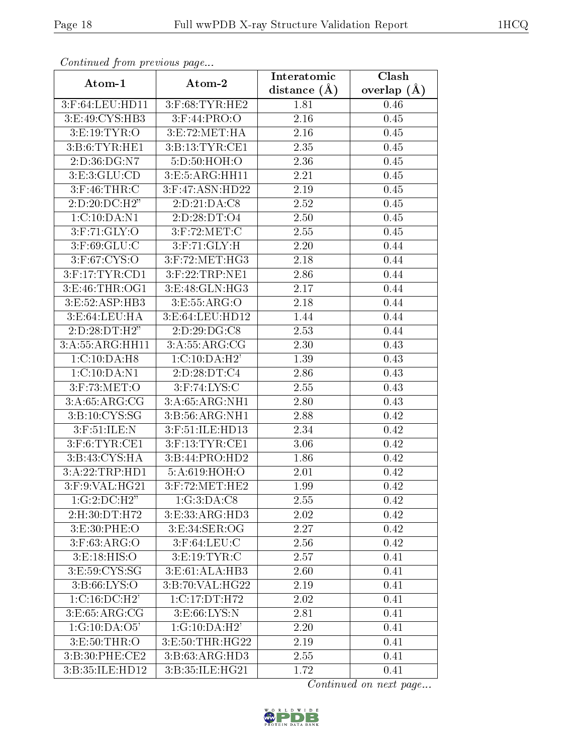*Continued from previous page...*

| Atom-1 | Atom-2 | Interatomic distance (Å) | Clash overlap (Å) |
|---|---|---|---|
| 3:F:64:LEU:HD11 | 3:F:68:TYR:HE2 | 1.81 | 0.46 |
| 3:E:49:CYS:HB3 | 3:F:44:PRO:O | 2.16 | 0.45 |
| 3:E:19:TYR:O | 3:E:72:MET:HA | 2.16 | 0.45 |
| 3:B:6:TYR:HE1 | 3:B:13:TYR:CE1 | 2.35 | 0.45 |
| 2:D:36:DG:N7 | 5:D:50:HOH:O | 2.36 | 0.45 |
| 3:E:3:GLU:CD | 3:E:5:ARG:HH11 | 2.21 | 0.45 |
| 3:F:46:THR:C | 3:F:47:ASN:HD22 | 2.19 | 0.45 |
| 2:D:20:DC:H2" | 2:D:21:DA:C8 | 2.52 | 0.45 |
| 1:C:10:DA:N1 | 2:D:28:DT:O4 | 2.50 | 0.45 |
| 3:F:71:GLY:O | 3:F:72:MET:C | 2.55 | 0.45 |
| 3:F:69:GLU:C | 3:F:71:GLY:H | 2.20 | 0.44 |
| 3:F:67:CYS:O | 3:F:72:MET:HG3 | 2.18 | 0.44 |
| 3:F:17:TYR:CD1 | 3:F:22:TRP:NE1 | 2.86 | 0.44 |
| 3:E:46:THR:OG1 | 3:E:48:GLN:HG3 | 2.17 | 0.44 |
| 3:E:52:ASP:HB3 | 3:E:55:ARG:O | 2.18 | 0.44 |
| 3:E:64:LEU:HA | 3:E:64:LEU:HD12 | 1.44 | 0.44 |
| 2:D:28:DT:H2" | 2:D:29:DG:C8 | 2.53 | 0.44 |
| 3:A:55:ARG:HH11 | 3:A:55:ARG:CG | 2.30 | 0.43 |
| 1:C:10:DA:H8 | 1:C:10:DA:H2' | 1.39 | 0.43 |
| 1:C:10:DA:N1 | 2:D:28:DT:C4 | 2.86 | 0.43 |
| 3:F:73:MET:O | 3:F:74:LYS:C | 2.55 | 0.43 |
| 3:A:65:ARG:CG | 3:A:65:ARG:NH1 | 2.80 | 0.43 |
| 3:B:10:CYS:SG | 3:B:56:ARG:NH1 | 2.88 | 0.42 |
| 3:F:51:ILE:N | 3:F:51:ILE:HD13 | 2.34 | 0.42 |
| 3:F:6:TYR:CE1 | 3:F:13:TYR:CE1 | 3.06 | 0.42 |
| 3:B:43:CYS:HA | 3:B:44:PRO:HD2 | 1.86 | 0.42 |
| 3:A:22:TRP:HD1 | 5:A:619:HOH:O | 2.01 | 0.42 |
| 3:F:9:VAL:HG21 | 3:F:72:MET:HE2 | 1.99 | 0.42 |
| 1:G:2:DC:H2" | 1:G:3:DA:C8 | 2.55 | 0.42 |
| 2:H:30:DT:H72 | 3:E:33:ARG:HD3 | 2.02 | 0.42 |
| 3:E:30:PHE:O | 3:E:34:SER:OG | 2.27 | 0.42 |
| 3:F:63:ARG:O | 3:F:64:LEU:C | 2.56 | 0.42 |
| 3:E:18:HIS:O | 3:E:19:TYR:C | 2.57 | 0.41 |
| 3:E:59:CYS:SG | 3:E:61:ALA:HB3 | 2.60 | 0.41 |
| 3:B:66:LYS:O | 3:B:70:VAL:HG22 | 2.19 | 0.41 |
| 1:C:16:DC:H2' | 1:C:17:DT:H72 | 2.02 | 0.41 |
| 3:E:65:ARG:CG | 3:E:66:LYS:N | 2.81 | 0.41 |
| 1:G:10:DA:O5' | 1:G:10:DA:H2' | 2.20 | 0.41 |
| 3:E:50:THR:O | 3:E:50:THR:HG22 | 2.19 | 0.41 |
| 3:B:30:PHE:CE2 | 3:B:63:ARG:HD3 | 2.55 | 0.41 |
| 3:B:35:ILE:HD12 | 3:B:35:ILE:HG21 | 1.72 | 0.41 |

*Continued on next page...*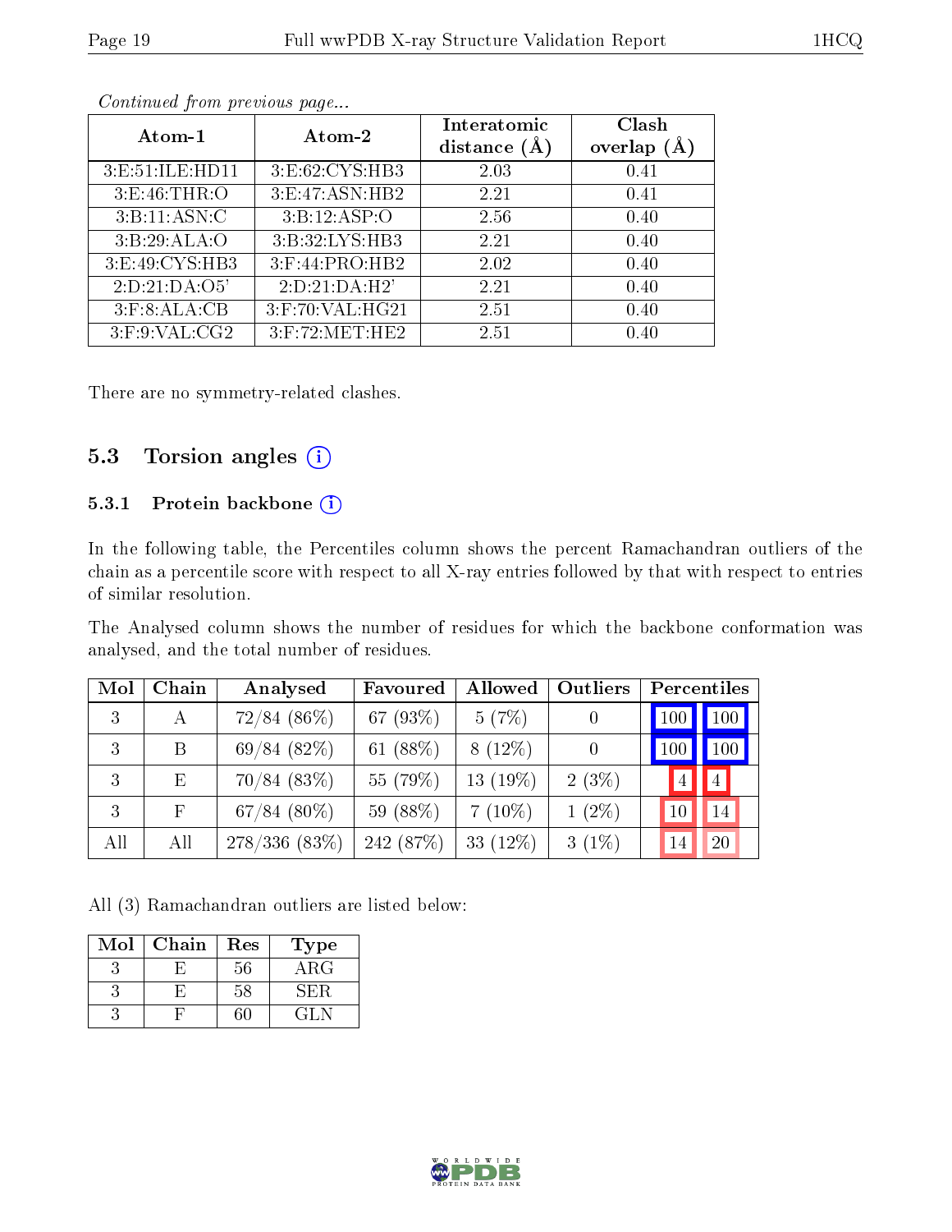*Continued from previous page...*

| Atom-1 | Atom-2 | Interatomic distance (Å) | Clash overlap (Å) |
|---|---|---|---|
| 3:E:51:ILE:HD11 | 3:E:62:CYS:HB3 | 2.03 | 0.41 |
| 3:E:46:THR:O | 3:E:47:ASN:HB2 | 2.21 | 0.41 |
| 3:B:11:ASN:C | 3:B:12:ASP:O | 2.56 | 0.40 |
| 3:B:29:ALA:O | 3:B:32:LYS:HB3 | 2.21 | 0.40 |
| 3:E:49:CYS:HB3 | 3:F:44:PRO:HB2 | 2.02 | 0.40 |
| 2:D:21:DA:O5' | 2:D:21:DA:H2' | 2.21 | 0.40 |
| 3:F:8:ALA:CB | 3:F:70:VAL:HG21 | 2.51 | 0.40 |
| 3:F:9:VAL:CG2 | 3:F:72:MET:HE2 | 2.51 | 0.40 |

There are no symmetry-related clashes.

## 5.3 Torsion angles

### 5.3.1 Protein backbone

In the following table, the Percentiles column shows the percent Ramachandran outliers of the chain as a percentile score with respect to all X-ray entries followed by that with respect to entries of similar resolution.

The Analysed column shows the number of residues for which the backbone conformation was analysed, and the total number of residues.

| Mol | Chain | Analysed | Favoured | Allowed | Outliers | Percentiles | |
|---|---|---|---|---|---|---|---|
| 3 | A | 72/84 (86%) | 67 (93%) | 5 (7%) | 0 | 100 | 100 |
| 3 | B | 69/84 (82%) | 61 (88%) | 8 (12%) | 0 | 100 | 100 |
| 3 | E | 70/84 (83%) | 55 (79%) | 13 (19%) | 2 (3%) | 4 | 4 |
| 3 | F | 67/84 (80%) | 59 (88%) | 7 (10%) | 1 (2%) | 10 | 14 |
| All | All | 278/336 (83%) | 242 (87%) | 33 (12%) | 3 (1%) | 14 | 20 |

All (3) Ramachandran outliers are listed below:

| Mol | Chain | Res | Type |
|---|---|---|---|
| 3 | E | 56 | ARG |
| 3 | E | 58 | SER |
| 3 | F | 60 | GLN |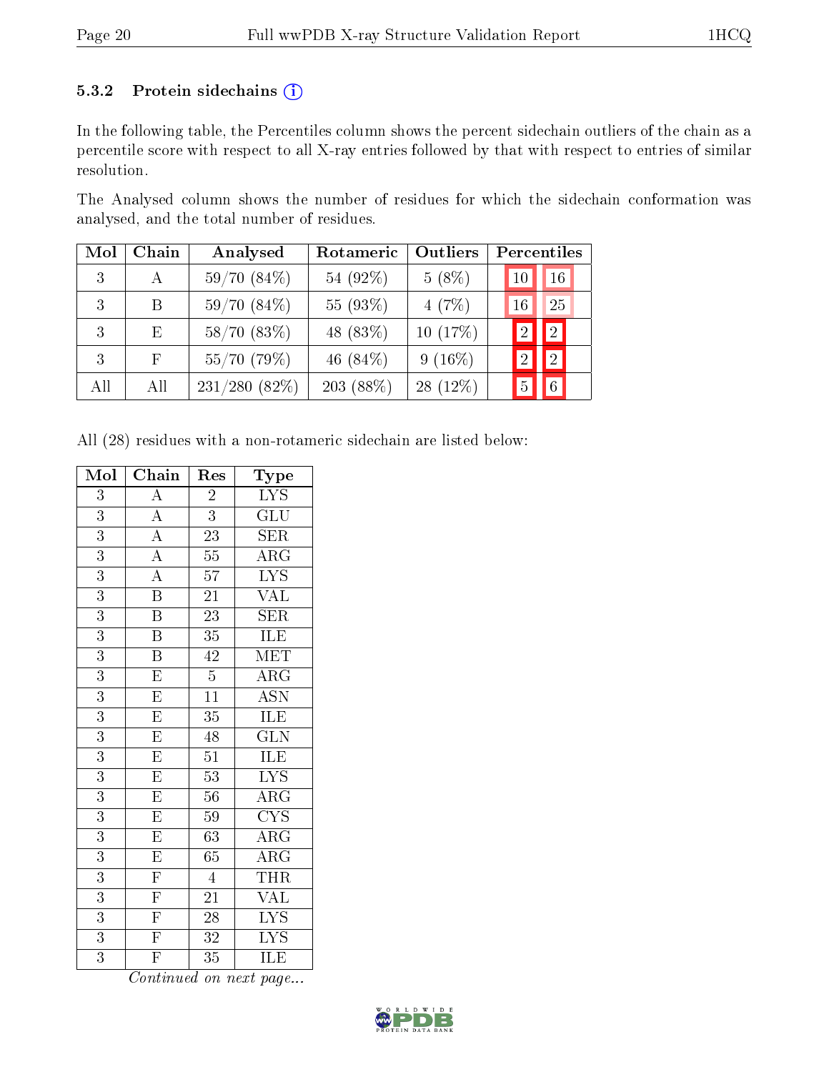### 5.3.2 Protein sidechains (i)

In the following table, the Percentiles column shows the percent sidechain outliers of the chain as a percentile score with respect to all X-ray entries followed by that with respect to entries of similar resolution.

The Analysed column shows the number of residues for which the sidechain conformation was analysed, and the total number of residues.

| Mol | Chain | Analysed | Rotameric | Outliers | Percentiles | |
|---|---|---|---|---|---|---|
| 3 | A | 59/70 (84%) | 54 (92%) | 5 (8%) | 10 | 16 |
| 3 | B | 59/70 (84%) | 55 (93%) | 4 (7%) | 16 | 25 |
| 3 | E | 58/70 (83%) | 48 (83%) | 10 (17%) | 2 | 2 |
| 3 | F | 55/70 (79%) | 46 (84%) | 9 (16%) | 2 | 2 |
| All | All | 231/280 (82%) | 203 (88%) | 28 (12%) | 5 | 6 |

All (28) residues with a non-rotameric sidechain are listed below:

| Mol | Chain | Res | Type |
|---|---|---|---|
| 3 | A | 2 | LYS |
| 3 | A | 3 | GLU |
| 3 | A | 23 | SER |
| 3 | A | 55 | ARG |
| 3 | A | 57 | LYS |
| 3 | B | 21 | VAL |
| 3 | B | 23 | SER |
| 3 | B | 35 | ILE |
| 3 | B | 42 | MET |
| 3 | E | 5 | ARG |
| 3 | E | 11 | ASN |
| 3 | E | 35 | ILE |
| 3 | E | 48 | GLN |
| 3 | E | 51 | ILE |
| 3 | E | 53 | LYS |
| 3 | E | 56 | ARG |
| 3 | E | 59 | CYS |
| 3 | E | 63 | ARG |
| 3 | E | 65 | ARG |
| 3 | F | 4 | THR |
| 3 | F | 21 | VAL |
| 3 | F | 28 | LYS |
| 3 | F | 32 | LYS |
| 3 | F | 35 | ILE |

*Continued on next page...*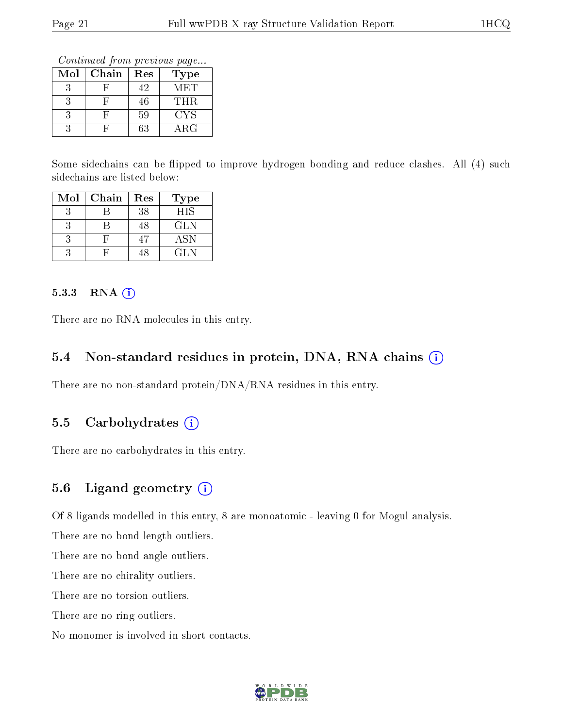*Continued from previous page...*

| Mol | Chain | Res | Type |
|---|---|---|---|
| 3 | F | 42 | MET |
| 3 | F | 46 | THR |
| 3 | F | 59 | CYS |
| 3 | F | 63 | ARG |

Some sidechains can be flipped to improve hydrogen bonding and reduce clashes. All (4) such sidechains are listed below:

| Mol | Chain | Res | Type |
|---|---|---|---|
| 3 | B | 38 | HIS |
| 3 | B | 48 | GLN |
| 3 | F | 47 | ASN |
| 3 | F | 48 | GLN |

#### 5.3.3 RNA

There are no RNA molecules in this entry.

### 5.4 Non-standard residues in protein, DNA, RNA chains

There are no non-standard protein/DNA/RNA residues in this entry.

### 5.5 Carbohydrates

There are no carbohydrates in this entry.

### 5.6 Ligand geometry

Of 8 ligands modelled in this entry, 8 are monoatomic - leaving 0 for Mogul analysis.

There are no bond length outliers.

There are no bond angle outliers.

There are no chirality outliers.

There are no torsion outliers.

There are no ring outliers.

No monomer is involved in short contacts.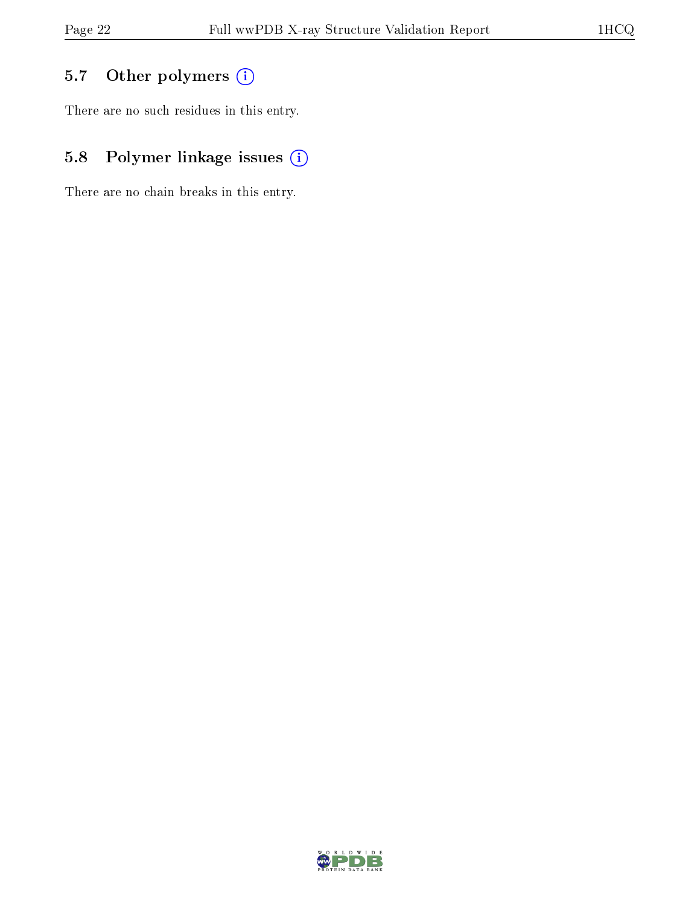### 5.7 Other polymers

There are no such residues in this entry.

### 5.8 Polymer linkage issues

There are no chain breaks in this entry.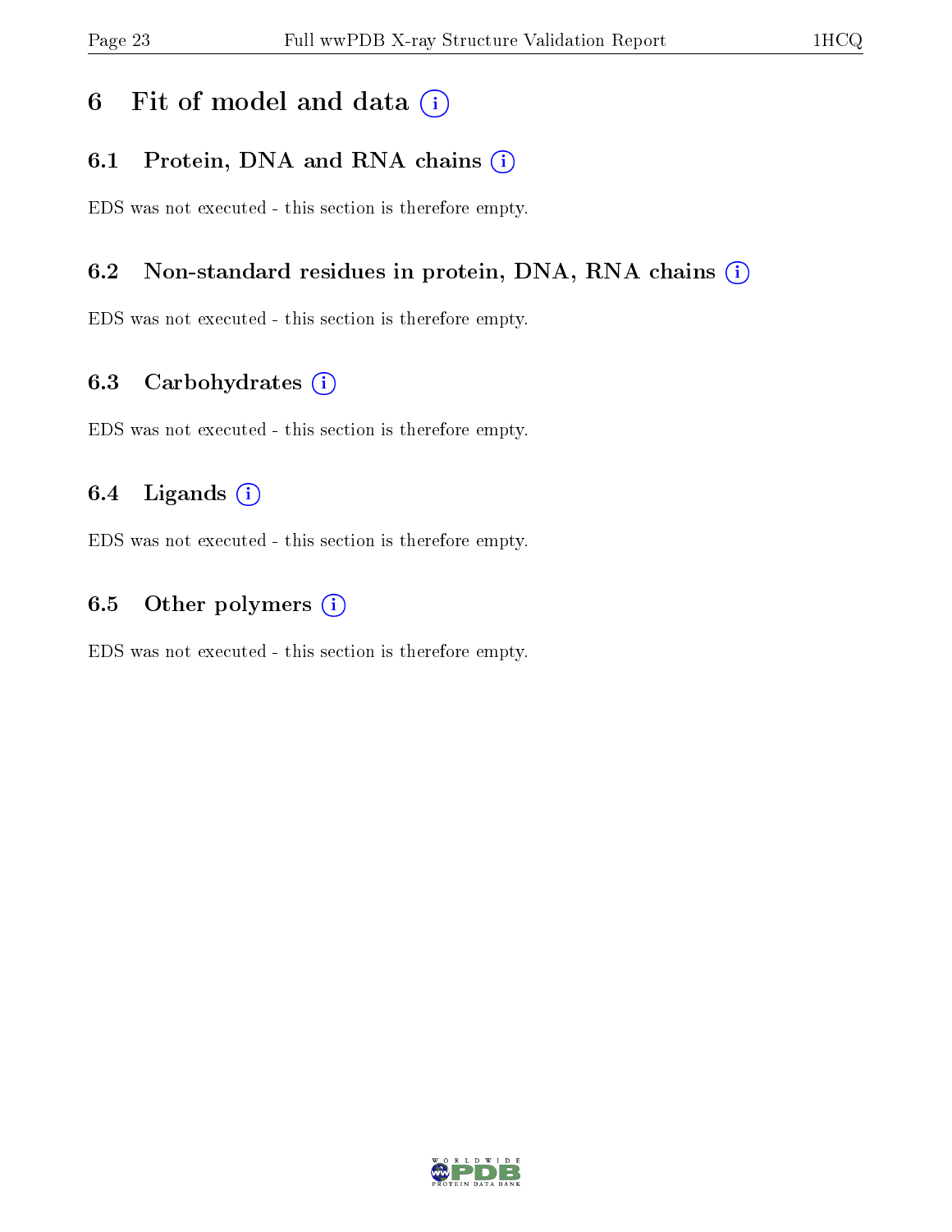# 6 Fit of model and data

## 6.1 Protein, DNA and RNA chains

EDS was not executed - this section is therefore empty.

## 6.2 Non-standard residues in protein, DNA, RNA chains

EDS was not executed - this section is therefore empty.

## 6.3 Carbohydrates

EDS was not executed - this section is therefore empty.

## 6.4 Ligands

EDS was not executed - this section is therefore empty.

## 6.5 Other polymers

EDS was not executed - this section is therefore empty.